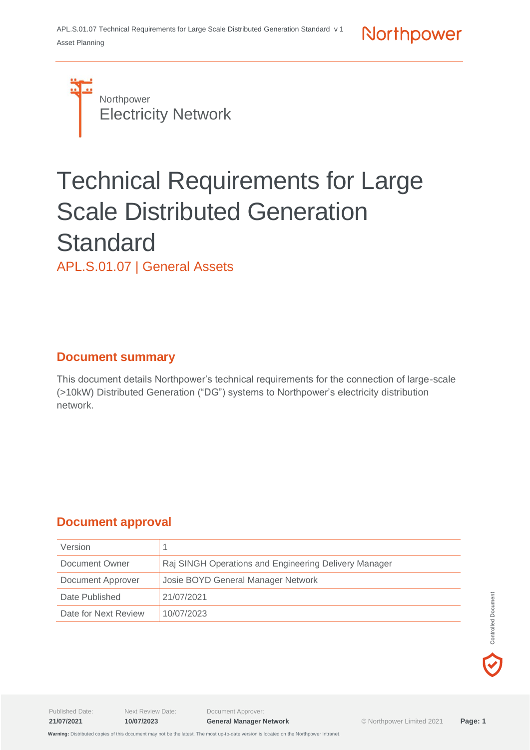Northpower
Electricity Network

# Technical Requirements for Large Scale Distributed Generation Standard

APL.S.01.07 | General Assets

## Document summary

This document details Northpower's technical requirements for the connection of large-scale (>10kW) Distributed Generation ("DG") systems to Northpower's electricity distribution network.

## Document approval

| Version | 1 |
| --- | --- |
| Document Owner | Raj SINGH Operations and Engineering Delivery Manager |
| Document Approver | Josie BOYD General Manager Network |
| Date Published | 21/07/2021 |
| Date for Next Review | 10/07/2023 |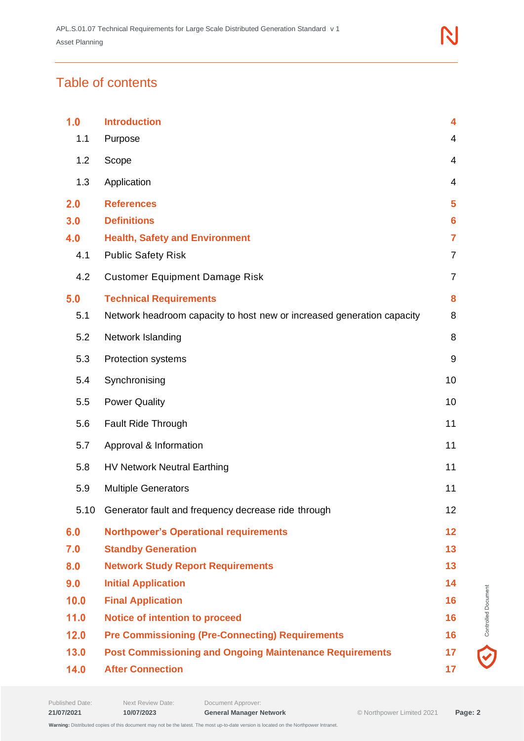# Table of contents

| | | |
|---|---|---|
| **1.0** | **Introduction** | **4** |
| 1.1 | Purpose | 4 |
| 1.2 | Scope | 4 |
| 1.3 | Application | 4 |
| **2.0** | **References** | **5** |
| **3.0** | **Definitions** | **6** |
| **4.0** | **Health, Safety and Environment** | **7** |
| 4.1 | Public Safety Risk | 7 |
| 4.2 | Customer Equipment Damage Risk | 7 |
| **5.0** | **Technical Requirements** | **8** |
| 5.1 | Network headroom capacity to host new or increased generation capacity | 8 |
| 5.2 | Network Islanding | 8 |
| 5.3 | Protection systems | 9 |
| 5.4 | Synchronising | 10 |
| 5.5 | Power Quality | 10 |
| 5.6 | Fault Ride Through | 11 |
| 5.7 | Approval & Information | 11 |
| 5.8 | HV Network Neutral Earthing | 11 |
| 5.9 | Multiple Generators | 11 |
| 5.10 | Generator fault and frequency decrease ride through | 12 |
| **6.0** | **Northpower's Operational requirements** | **12** |
| **7.0** | **Standby Generation** | **13** |
| **8.0** | **Network Study Report Requirements** | **13** |
| **9.0** | **Initial Application** | **14** |
| **10.0** | **Final Application** | **16** |
| **11.0** | **Notice of intention to proceed** | **16** |
| **12.0** | **Pre Commissioning (Pre-Connecting) Requirements** | **16** |
| **13.0** | **Post Commissioning and Ongoing Maintenance Requirements** | **17** |
| **14.0** | **After Connection** | **17** |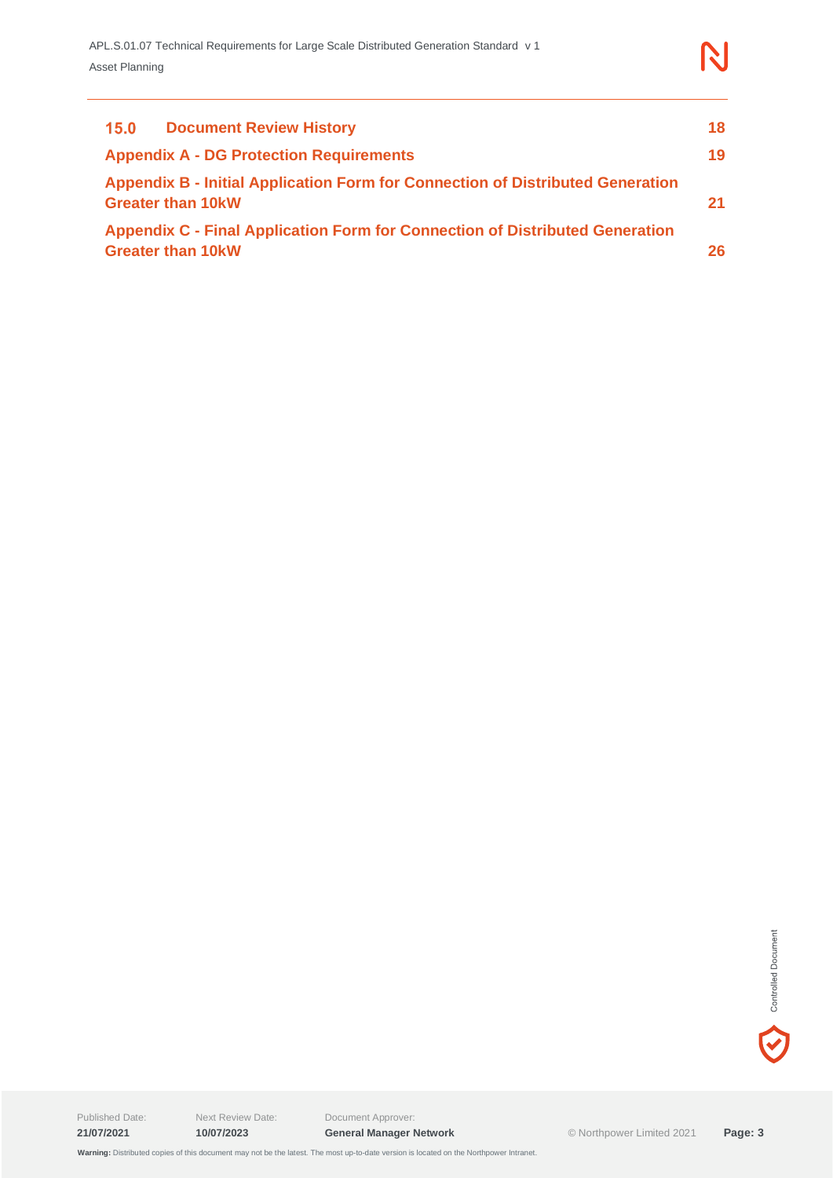| | |
|---|---|
| **15.0 Document Review History** | **18** |
| **Appendix A - DG Protection Requirements** | **19** |
| **Appendix B - Initial Application Form for Connection of Distributed Generation Greater than 10kW** | **21** |
| **Appendix C - Final Application Form for Connection of Distributed Generation Greater than 10kW** | **26** |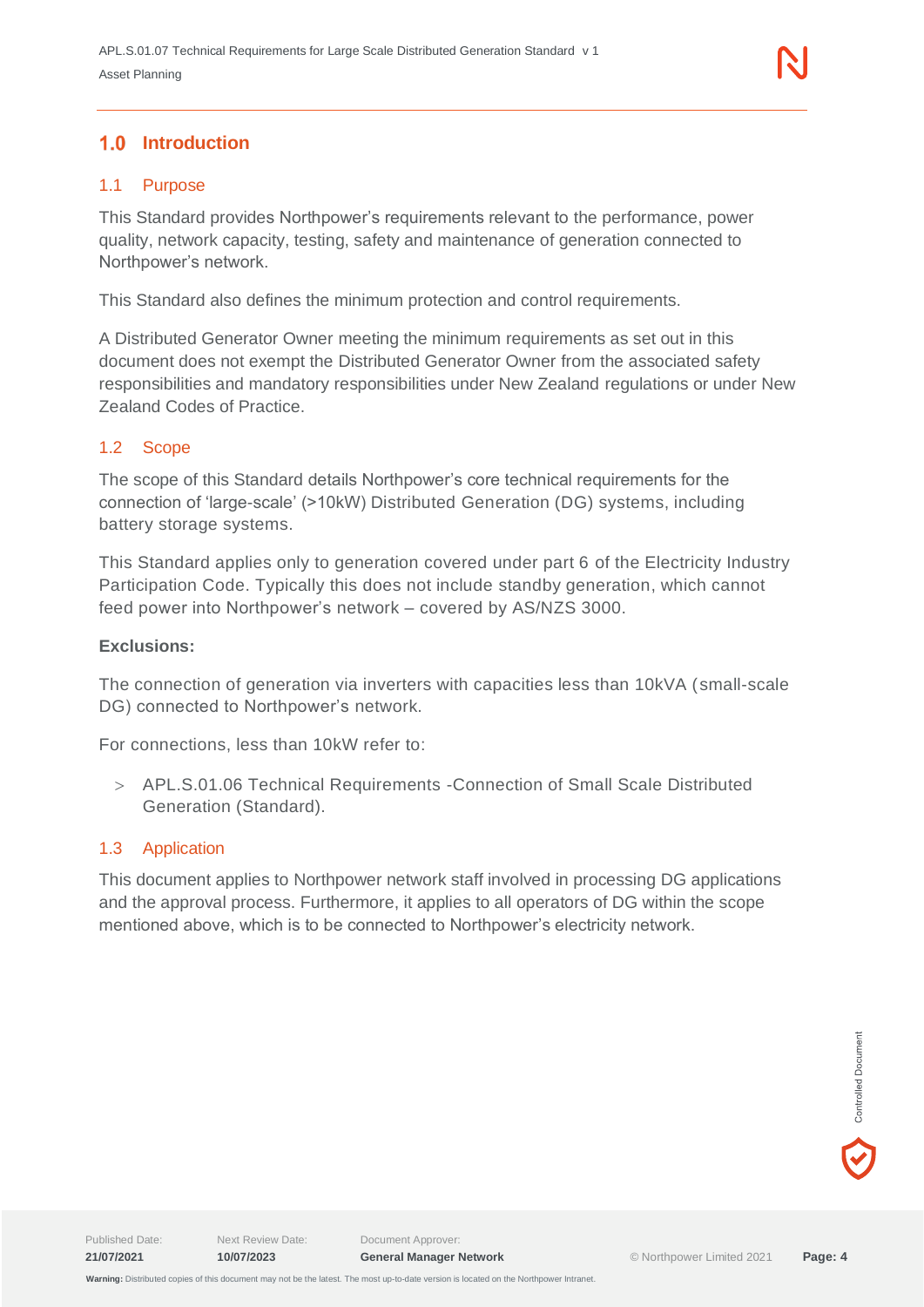# 1.0 Introduction

## 1.1 Purpose

This Standard provides Northpower's requirements relevant to the performance, power quality, network capacity, testing, safety and maintenance of generation connected to Northpower's network.

This Standard also defines the minimum protection and control requirements.

A Distributed Generator Owner meeting the minimum requirements as set out in this document does not exempt the Distributed Generator Owner from the associated safety responsibilities and mandatory responsibilities under New Zealand regulations or under New Zealand Codes of Practice.

## 1.2 Scope

The scope of this Standard details Northpower's core technical requirements for the connection of 'large-scale' (>10kW) Distributed Generation (DG) systems, including battery storage systems.

This Standard applies only to generation covered under part 6 of the Electricity Industry Participation Code. Typically this does not include standby generation, which cannot feed power into Northpower's network – covered by AS/NZS 3000.

**Exclusions:**

The connection of generation via inverters with capacities less than 10kVA (small-scale DG) connected to Northpower's network.

For connections, less than 10kW refer to:

- APL.S.01.06 Technical Requirements -Connection of Small Scale Distributed Generation (Standard).

## 1.3 Application

This document applies to Northpower network staff involved in processing DG applications and the approval process. Furthermore, it applies to all operators of DG within the scope mentioned above, which is to be connected to Northpower's electricity network.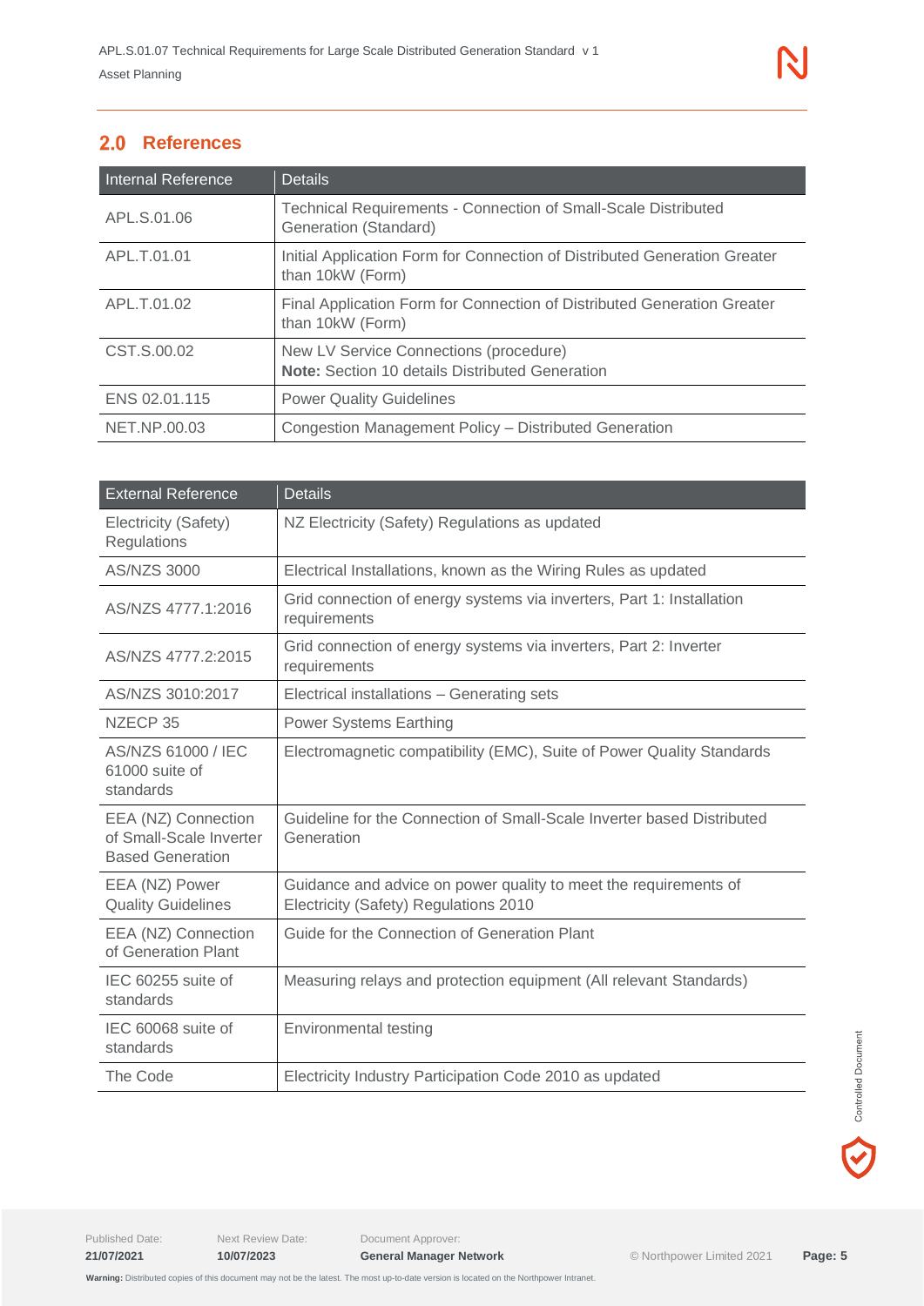## 2.0 References

| Internal Reference | Details |
|---|---|
| APL.S.01.06 | Technical Requirements - Connection of Small-Scale Distributed Generation (Standard) |
| APL.T.01.01 | Initial Application Form for Connection of Distributed Generation Greater than 10kW (Form) |
| APL.T.01.02 | Final Application Form for Connection of Distributed Generation Greater than 10kW (Form) |
| CST.S.00.02 | New LV Service Connections (procedure)<br>**Note:** Section 10 details Distributed Generation |
| ENS 02.01.115 | Power Quality Guidelines |
| NET.NP.00.03 | Congestion Management Policy – Distributed Generation |

| External Reference | Details |
|---|---|
| Electricity (Safety) Regulations | NZ Electricity (Safety) Regulations as updated |
| AS/NZS 3000 | Electrical Installations, known as the Wiring Rules as updated |
| AS/NZS 4777.1:2016 | Grid connection of energy systems via inverters, Part 1: Installation requirements |
| AS/NZS 4777.2:2015 | Grid connection of energy systems via inverters, Part 2: Inverter requirements |
| AS/NZS 3010:2017 | Electrical installations – Generating sets |
| NZECP 35 | Power Systems Earthing |
| AS/NZS 61000 / IEC 61000 suite of standards | Electromagnetic compatibility (EMC), Suite of Power Quality Standards |
| EEA (NZ) Connection of Small-Scale Inverter Based Generation | Guideline for the Connection of Small-Scale Inverter based Distributed Generation |
| EEA (NZ) Power Quality Guidelines | Guidance and advice on power quality to meet the requirements of Electricity (Safety) Regulations 2010 |
| EEA (NZ) Connection of Generation Plant | Guide for the Connection of Generation Plant |
| IEC 60255 suite of standards | Measuring relays and protection equipment (All relevant Standards) |
| IEC 60068 suite of standards | Environmental testing |
| The Code | Electricity Industry Participation Code 2010 as updated |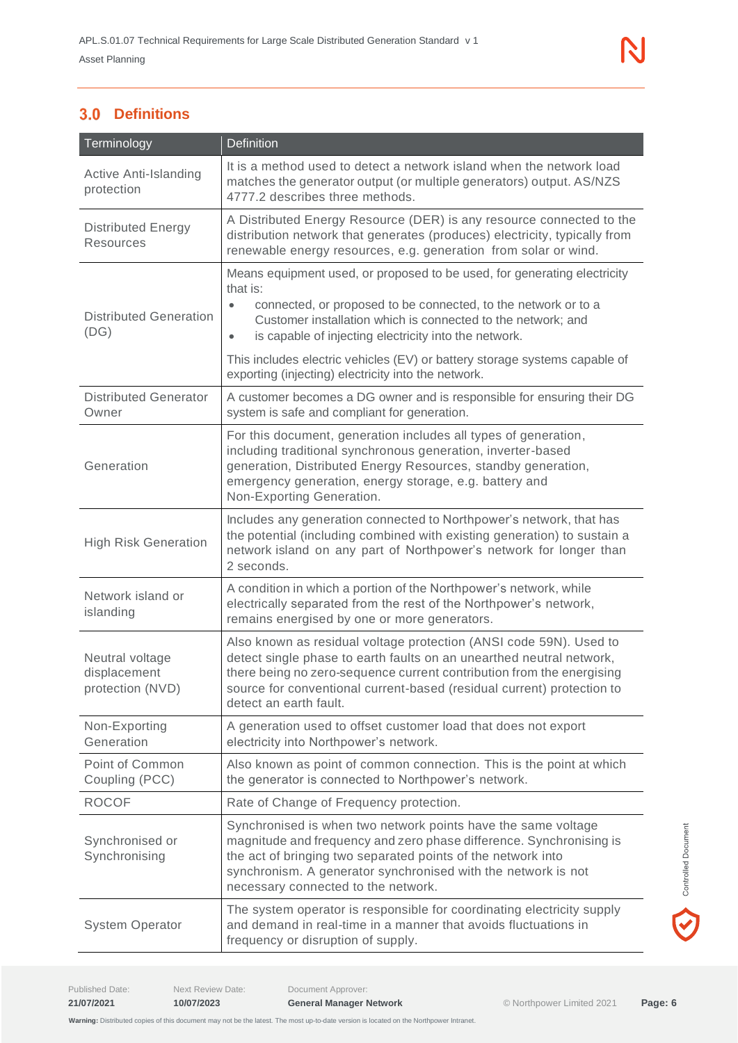## 3.0 Definitions

| Terminology | Definition |
|---|---|
| Active Anti-Islanding protection | It is a method used to detect a network island when the network load matches the generator output (or multiple generators) output. AS/NZS 4777.2 describes three methods. |
| Distributed Energy Resources | A Distributed Energy Resource (DER) is any resource connected to the distribution network that generates (produces) electricity, typically from renewable energy resources, e.g. generation from solar or wind. |
| Distributed Generation (DG) | Means equipment used, or proposed to be used, for generating electricity that is:<br>• connected, or proposed to be connected, to the network or to a Customer installation which is connected to the network; and<br>• is capable of injecting electricity into the network.<br><br>This includes electric vehicles (EV) or battery storage systems capable of exporting (injecting) electricity into the network. |
| Distributed Generator Owner | A customer becomes a DG owner and is responsible for ensuring their DG system is safe and compliant for generation. |
| Generation | For this document, generation includes all types of generation, including traditional synchronous generation, inverter-based generation, Distributed Energy Resources, standby generation, emergency generation, energy storage, e.g. battery and Non-Exporting Generation. |
| High Risk Generation | Includes any generation connected to Northpower's network, that has the potential (including combined with existing generation) to sustain a network island on any part of Northpower's network for longer than 2 seconds. |
| Network island or islanding | A condition in which a portion of the Northpower's network, while electrically separated from the rest of the Northpower's network, remains energised by one or more generators. |
| Neutral voltage displacement protection (NVD) | Also known as residual voltage protection (ANSI code 59N). Used to detect single phase to earth faults on an unearthed neutral network, there being no zero-sequence current contribution from the energising source for conventional current-based (residual current) protection to detect an earth fault. |
| Non-Exporting Generation | A generation used to offset customer load that does not export electricity into Northpower's network. |
| Point of Common Coupling (PCC) | Also known as point of common connection. This is the point at which the generator is connected to Northpower's network. |
| ROCOF | Rate of Change of Frequency protection. |
| Synchronised or Synchronising | Synchronised is when two network points have the same voltage magnitude and frequency and zero phase difference. Synchronising is the act of bringing two separated points of the network into synchronism. A generator synchronised with the network is not necessary connected to the network. |
| System Operator | The system operator is responsible for coordinating electricity supply and demand in real-time in a manner that avoids fluctuations in frequency or disruption of supply. |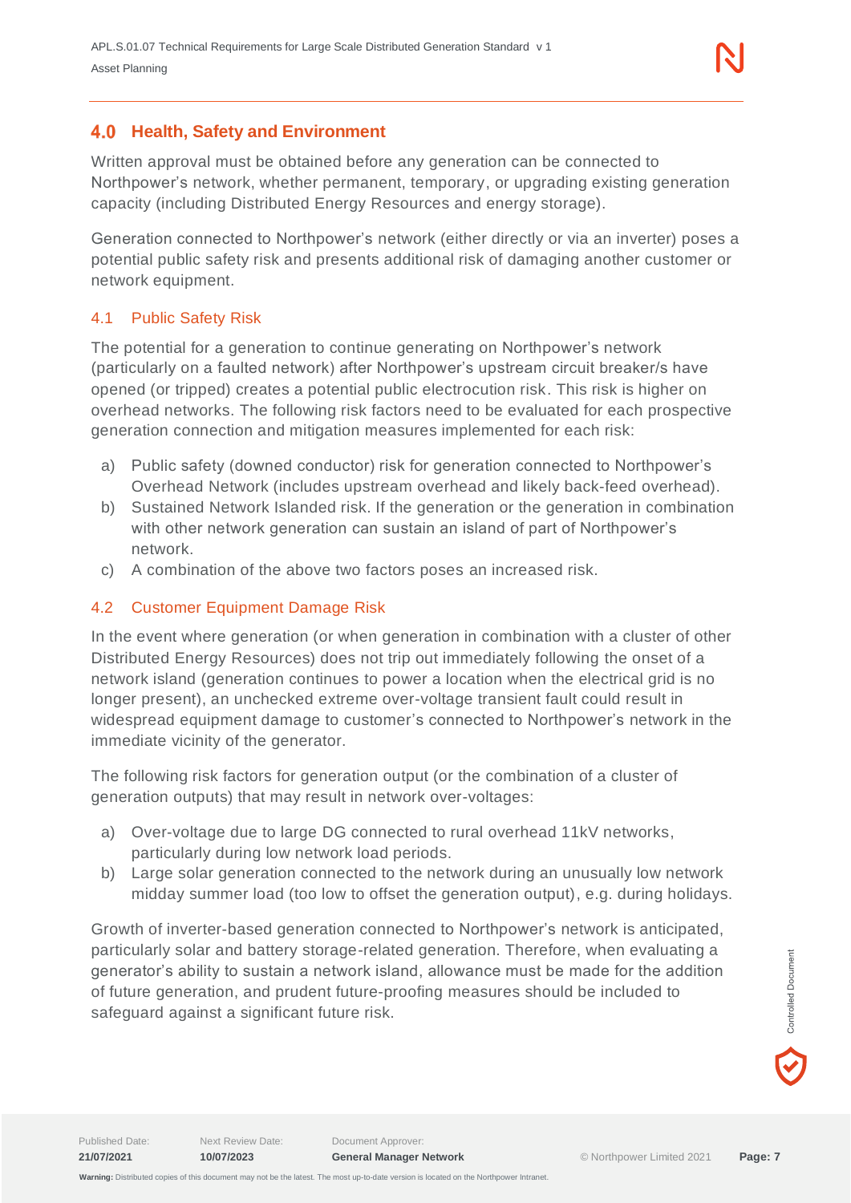## 4.0 Health, Safety and Environment

Written approval must be obtained before any generation can be connected to Northpower's network, whether permanent, temporary, or upgrading existing generation capacity (including Distributed Energy Resources and energy storage).

Generation connected to Northpower's network (either directly or via an inverter) poses a potential public safety risk and presents additional risk of damaging another customer or network equipment.

### 4.1 Public Safety Risk

The potential for a generation to continue generating on Northpower's network (particularly on a faulted network) after Northpower's upstream circuit breaker/s have opened (or tripped) creates a potential public electrocution risk. This risk is higher on overhead networks. The following risk factors need to be evaluated for each prospective generation connection and mitigation measures implemented for each risk:

a) Public safety (downed conductor) risk for generation connected to Northpower's Overhead Network (includes upstream overhead and likely back-feed overhead).
b) Sustained Network Islanded risk. If the generation or the generation in combination with other network generation can sustain an island of part of Northpower's network.
c) A combination of the above two factors poses an increased risk.

### 4.2 Customer Equipment Damage Risk

In the event where generation (or when generation in combination with a cluster of other Distributed Energy Resources) does not trip out immediately following the onset of a network island (generation continues to power a location when the electrical grid is no longer present), an unchecked extreme over-voltage transient fault could result in widespread equipment damage to customer's connected to Northpower's network in the immediate vicinity of the generator.

The following risk factors for generation output (or the combination of a cluster of generation outputs) that may result in network over-voltages:

a) Over-voltage due to large DG connected to rural overhead 11kV networks, particularly during low network load periods.
b) Large solar generation connected to the network during an unusually low network midday summer load (too low to offset the generation output), e.g. during holidays.

Growth of inverter-based generation connected to Northpower's network is anticipated, particularly solar and battery storage-related generation. Therefore, when evaluating a generator's ability to sustain a network island, allowance must be made for the addition of future generation, and prudent future-proofing measures should be included to safeguard against a significant future risk.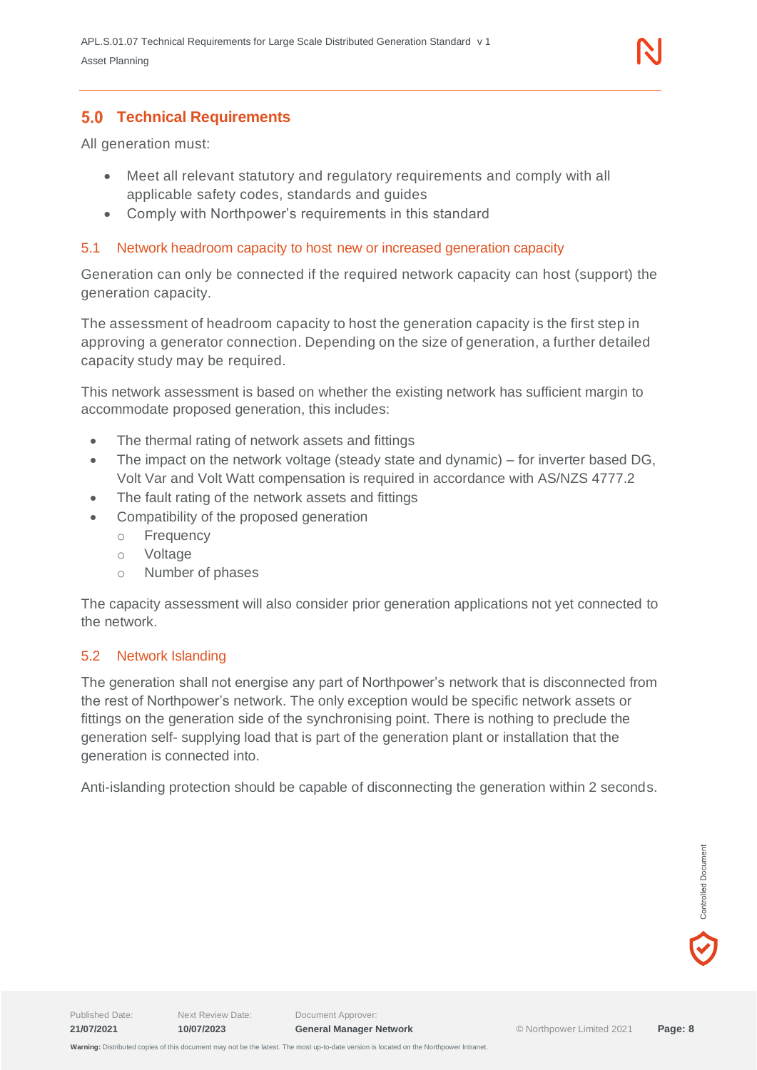## 5.0 Technical Requirements

All generation must:

- Meet all relevant statutory and regulatory requirements and comply with all applicable safety codes, standards and guides
- Comply with Northpower's requirements in this standard

### 5.1 Network headroom capacity to host new or increased generation capacity

Generation can only be connected if the required network capacity can host (support) the generation capacity.

The assessment of headroom capacity to host the generation capacity is the first step in approving a generator connection. Depending on the size of generation, a further detailed capacity study may be required.

This network assessment is based on whether the existing network has sufficient margin to accommodate proposed generation, this includes:

- The thermal rating of network assets and fittings
- The impact on the network voltage (steady state and dynamic) – for inverter based DG, Volt Var and Volt Watt compensation is required in accordance with AS/NZS 4777.2
- The fault rating of the network assets and fittings
- Compatibility of the proposed generation
  - Frequency
  - Voltage
  - Number of phases

The capacity assessment will also consider prior generation applications not yet connected to the network.

### 5.2 Network Islanding

The generation shall not energise any part of Northpower's network that is disconnected from the rest of Northpower's network. The only exception would be specific network assets or fittings on the generation side of the synchronising point. There is nothing to preclude the generation self- supplying load that is part of the generation plant or installation that the generation is connected into.

Anti-islanding protection should be capable of disconnecting the generation within 2 seconds.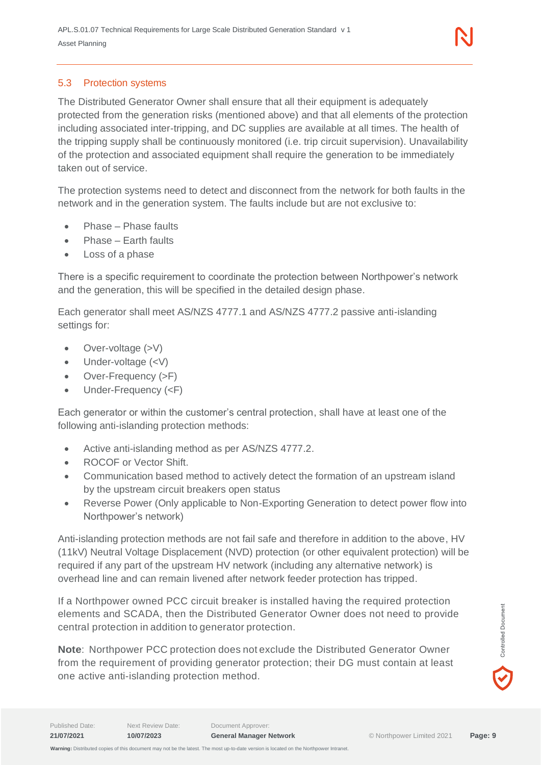## 5.3 Protection systems

The Distributed Generator Owner shall ensure that all their equipment is adequately protected from the generation risks (mentioned above) and that all elements of the protection including associated inter-tripping, and DC supplies are available at all times. The health of the tripping supply shall be continuously monitored (i.e. trip circuit supervision). Unavailability of the protection and associated equipment shall require the generation to be immediately taken out of service.

The protection systems need to detect and disconnect from the network for both faults in the network and in the generation system. The faults include but are not exclusive to:

- Phase – Phase faults
- Phase – Earth faults
- Loss of a phase

There is a specific requirement to coordinate the protection between Northpower's network and the generation, this will be specified in the detailed design phase.

Each generator shall meet AS/NZS 4777.1 and AS/NZS 4777.2 passive anti-islanding settings for:

- Over-voltage (>V)
- Under-voltage (<V)
- Over-Frequency (>F)
- Under-Frequency (<F)

Each generator or within the customer's central protection, shall have at least one of the following anti-islanding protection methods:

- Active anti-islanding method as per AS/NZS 4777.2.
- ROCOF or Vector Shift.
- Communication based method to actively detect the formation of an upstream island by the upstream circuit breakers open status
- Reverse Power (Only applicable to Non-Exporting Generation to detect power flow into Northpower's network)

Anti-islanding protection methods are not fail safe and therefore in addition to the above, HV (11kV) Neutral Voltage Displacement (NVD) protection (or other equivalent protection) will be required if any part of the upstream HV network (including any alternative network) is overhead line and can remain livened after network feeder protection has tripped.

If a Northpower owned PCC circuit breaker is installed having the required protection elements and SCADA, then the Distributed Generator Owner does not need to provide central protection in addition to generator protection.

**Note**: Northpower PCC protection does not exclude the Distributed Generator Owner from the requirement of providing generator protection; their DG must contain at least one active anti-islanding protection method.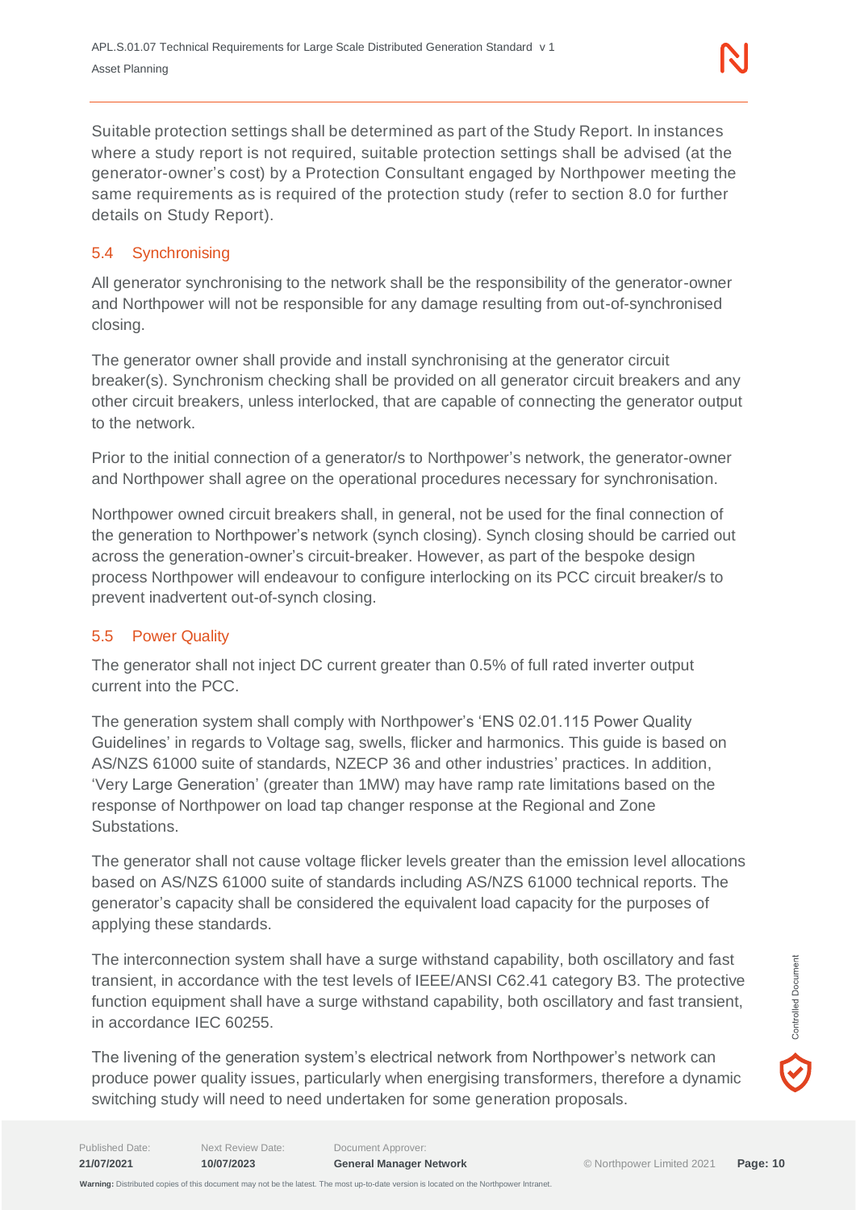Suitable protection settings shall be determined as part of the Study Report. In instances where a study report is not required, suitable protection settings shall be advised (at the generator-owner's cost) by a Protection Consultant engaged by Northpower meeting the same requirements as is required of the protection study (refer to section 8.0 for further details on Study Report).

## 5.4 Synchronising

All generator synchronising to the network shall be the responsibility of the generator-owner and Northpower will not be responsible for any damage resulting from out-of-synchronised closing.

The generator owner shall provide and install synchronising at the generator circuit breaker(s). Synchronism checking shall be provided on all generator circuit breakers and any other circuit breakers, unless interlocked, that are capable of connecting the generator output to the network.

Prior to the initial connection of a generator/s to Northpower's network, the generator-owner and Northpower shall agree on the operational procedures necessary for synchronisation.

Northpower owned circuit breakers shall, in general, not be used for the final connection of the generation to Northpower's network (synch closing). Synch closing should be carried out across the generation-owner's circuit-breaker. However, as part of the bespoke design process Northpower will endeavour to configure interlocking on its PCC circuit breaker/s to prevent inadvertent out-of-synch closing.

## 5.5 Power Quality

The generator shall not inject DC current greater than 0.5% of full rated inverter output current into the PCC.

The generation system shall comply with Northpower's 'ENS 02.01.115 Power Quality Guidelines' in regards to Voltage sag, swells, flicker and harmonics. This guide is based on AS/NZS 61000 suite of standards, NZECP 36 and other industries' practices. In addition, 'Very Large Generation' (greater than 1MW) may have ramp rate limitations based on the response of Northpower on load tap changer response at the Regional and Zone Substations.

The generator shall not cause voltage flicker levels greater than the emission level allocations based on AS/NZS 61000 suite of standards including AS/NZS 61000 technical reports. The generator's capacity shall be considered the equivalent load capacity for the purposes of applying these standards.

The interconnection system shall have a surge withstand capability, both oscillatory and fast transient, in accordance with the test levels of IEEE/ANSI C62.41 category B3. The protective function equipment shall have a surge withstand capability, both oscillatory and fast transient, in accordance IEC 60255.

The livening of the generation system's electrical network from Northpower's network can produce power quality issues, particularly when energising transformers, therefore a dynamic switching study will need to need undertaken for some generation proposals.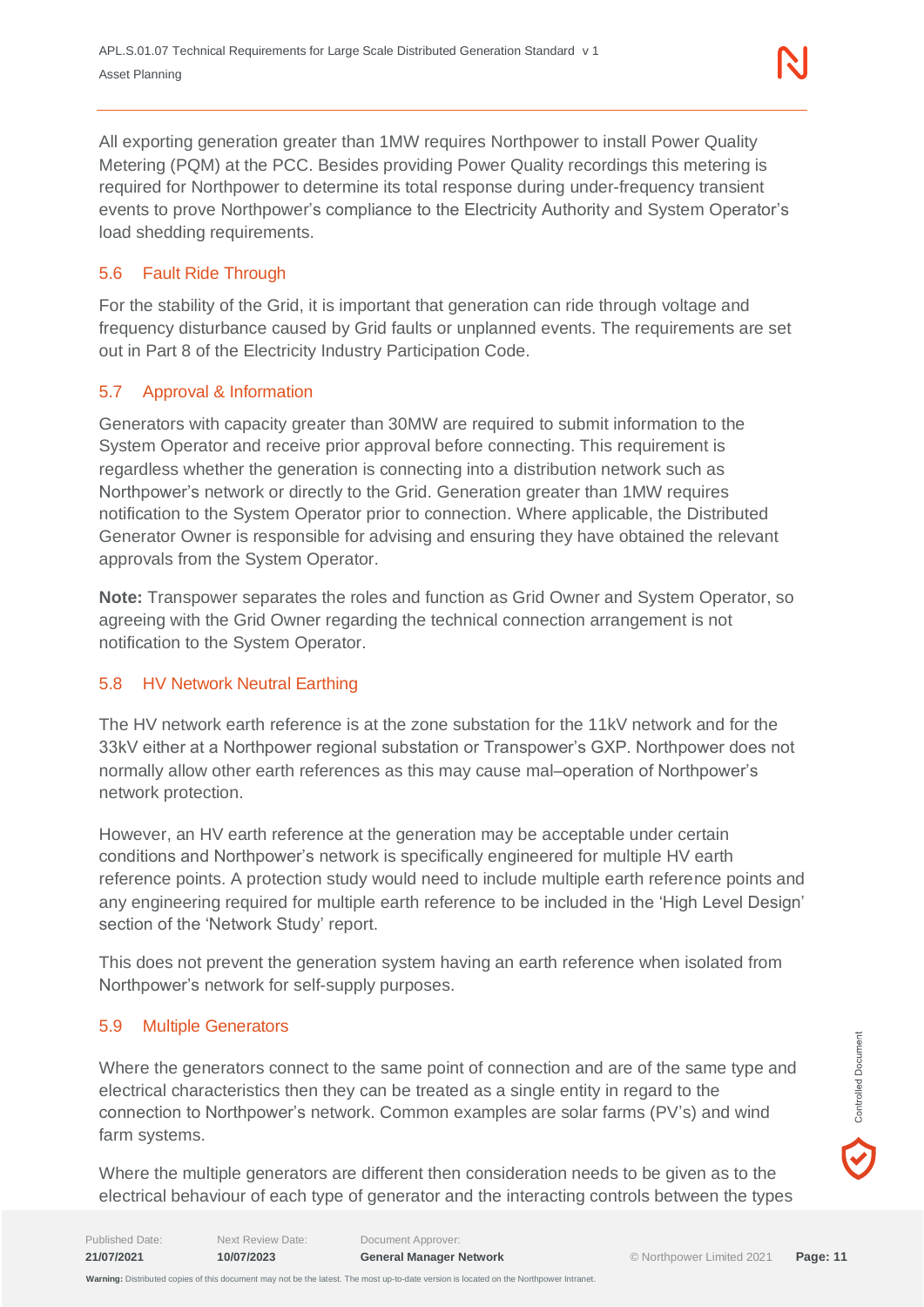All exporting generation greater than 1MW requires Northpower to install Power Quality Metering (PQM) at the PCC. Besides providing Power Quality recordings this metering is required for Northpower to determine its total response during under-frequency transient events to prove Northpower's compliance to the Electricity Authority and System Operator's load shedding requirements.

## 5.6 Fault Ride Through

For the stability of the Grid, it is important that generation can ride through voltage and frequency disturbance caused by Grid faults or unplanned events. The requirements are set out in Part 8 of the Electricity Industry Participation Code.

## 5.7 Approval & Information

Generators with capacity greater than 30MW are required to submit information to the System Operator and receive prior approval before connecting. This requirement is regardless whether the generation is connecting into a distribution network such as Northpower's network or directly to the Grid. Generation greater than 1MW requires notification to the System Operator prior to connection. Where applicable, the Distributed Generator Owner is responsible for advising and ensuring they have obtained the relevant approvals from the System Operator.

**Note:** Transpower separates the roles and function as Grid Owner and System Operator, so agreeing with the Grid Owner regarding the technical connection arrangement is not notification to the System Operator.

## 5.8 HV Network Neutral Earthing

The HV network earth reference is at the zone substation for the 11kV network and for the 33kV either at a Northpower regional substation or Transpower's GXP. Northpower does not normally allow other earth references as this may cause mal–operation of Northpower's network protection.

However, an HV earth reference at the generation may be acceptable under certain conditions and Northpower's network is specifically engineered for multiple HV earth reference points. A protection study would need to include multiple earth reference points and any engineering required for multiple earth reference to be included in the 'High Level Design' section of the 'Network Study' report.

This does not prevent the generation system having an earth reference when isolated from Northpower's network for self-supply purposes.

## 5.9 Multiple Generators

Where the generators connect to the same point of connection and are of the same type and electrical characteristics then they can be treated as a single entity in regard to the connection to Northpower's network. Common examples are solar farms (PV's) and wind farm systems.

Where the multiple generators are different then consideration needs to be given as to the electrical behaviour of each type of generator and the interacting controls between the types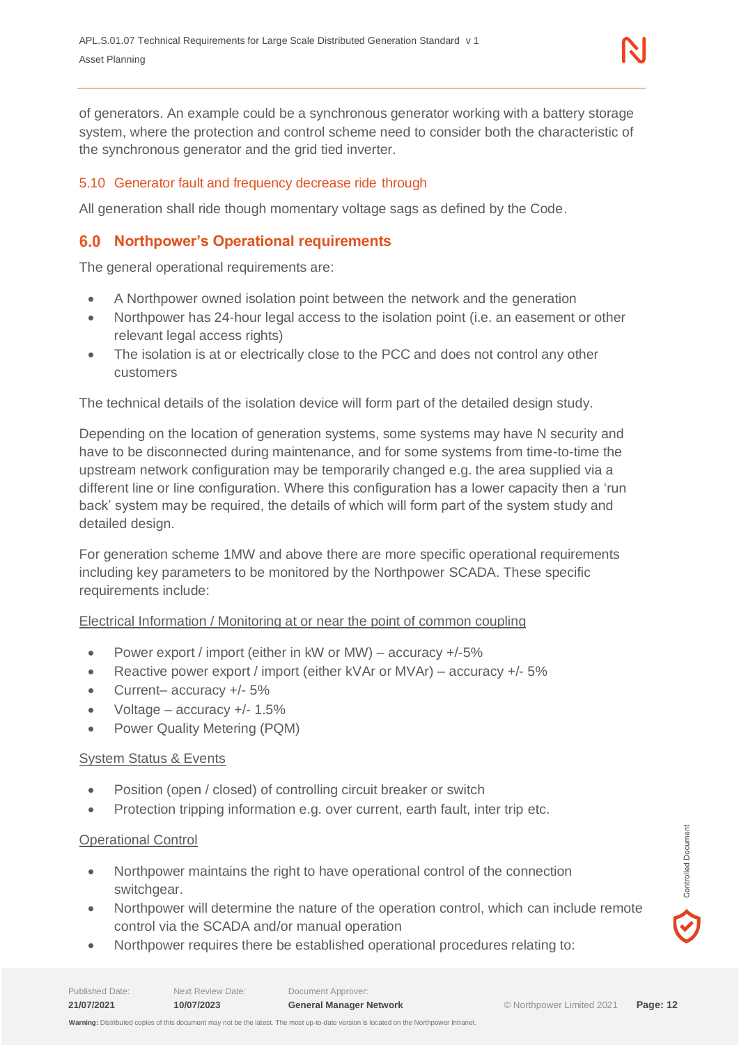of generators. An example could be a synchronous generator working with a battery storage system, where the protection and control scheme need to consider both the characteristic of the synchronous generator and the grid tied inverter.

### 5.10 Generator fault and frequency decrease ride through

All generation shall ride though momentary voltage sags as defined by the Code.

## 6.0 Northpower's Operational requirements

The general operational requirements are:

- A Northpower owned isolation point between the network and the generation
- Northpower has 24-hour legal access to the isolation point (i.e. an easement or other relevant legal access rights)
- The isolation is at or electrically close to the PCC and does not control any other customers

The technical details of the isolation device will form part of the detailed design study.

Depending on the location of generation systems, some systems may have N security and have to be disconnected during maintenance, and for some systems from time-to-time the upstream network configuration may be temporarily changed e.g. the area supplied via a different line or line configuration. Where this configuration has a lower capacity then a 'run back' system may be required, the details of which will form part of the system study and detailed design.

For generation scheme 1MW and above there are more specific operational requirements including key parameters to be monitored by the Northpower SCADA. These specific requirements include:

<u>Electrical Information / Monitoring at or near the point of common coupling</u>

- Power export / import (either in kW or MW) – accuracy +/-5%
- Reactive power export / import (either kVAr or MVAr) – accuracy +/- 5%
- Current– accuracy +/- 5%
- Voltage – accuracy +/- 1.5%
- Power Quality Metering (PQM)

<u>System Status & Events</u>

- Position (open / closed) of controlling circuit breaker or switch
- Protection tripping information e.g. over current, earth fault, inter trip etc.

<u>Operational Control</u>

- Northpower maintains the right to have operational control of the connection switchgear.
- Northpower will determine the nature of the operation control, which can include remote control via the SCADA and/or manual operation
- Northpower requires there be established operational procedures relating to: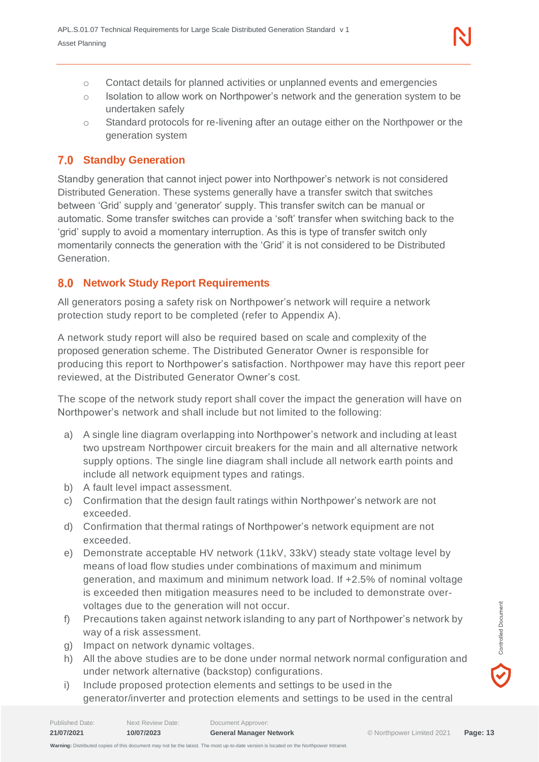- Contact details for planned activities or unplanned events and emergencies
- Isolation to allow work on Northpower's network and the generation system to be undertaken safely
- Standard protocols for re-livening after an outage either on the Northpower or the generation system

## 7.0 Standby Generation

Standby generation that cannot inject power into Northpower's network is not considered Distributed Generation. These systems generally have a transfer switch that switches between 'Grid' supply and 'generator' supply. This transfer switch can be manual or automatic. Some transfer switches can provide a 'soft' transfer when switching back to the 'grid' supply to avoid a momentary interruption. As this is type of transfer switch only momentarily connects the generation with the 'Grid' it is not considered to be Distributed Generation.

## 8.0 Network Study Report Requirements

All generators posing a safety risk on Northpower's network will require a network protection study report to be completed (refer to Appendix A).

A network study report will also be required based on scale and complexity of the proposed generation scheme. The Distributed Generator Owner is responsible for producing this report to Northpower's satisfaction. Northpower may have this report peer reviewed, at the Distributed Generator Owner's cost.

The scope of the network study report shall cover the impact the generation will have on Northpower's network and shall include but not limited to the following:

a) A single line diagram overlapping into Northpower's network and including at least two upstream Northpower circuit breakers for the main and all alternative network supply options. The single line diagram shall include all network earth points and include all network equipment types and ratings.
b) A fault level impact assessment.
c) Confirmation that the design fault ratings within Northpower's network are not exceeded.
d) Confirmation that thermal ratings of Northpower's network equipment are not exceeded.
e) Demonstrate acceptable HV network (11kV, 33kV) steady state voltage level by means of load flow studies under combinations of maximum and minimum generation, and maximum and minimum network load. If +2.5% of nominal voltage is exceeded then mitigation measures need to be included to demonstrate over-voltages due to the generation will not occur.
f) Precautions taken against network islanding to any part of Northpower's network by way of a risk assessment.
g) Impact on network dynamic voltages.
h) All the above studies are to be done under normal network normal configuration and under network alternative (backstop) configurations.
i) Include proposed protection elements and settings to be used in the generator/inverter and protection elements and settings to be used in the central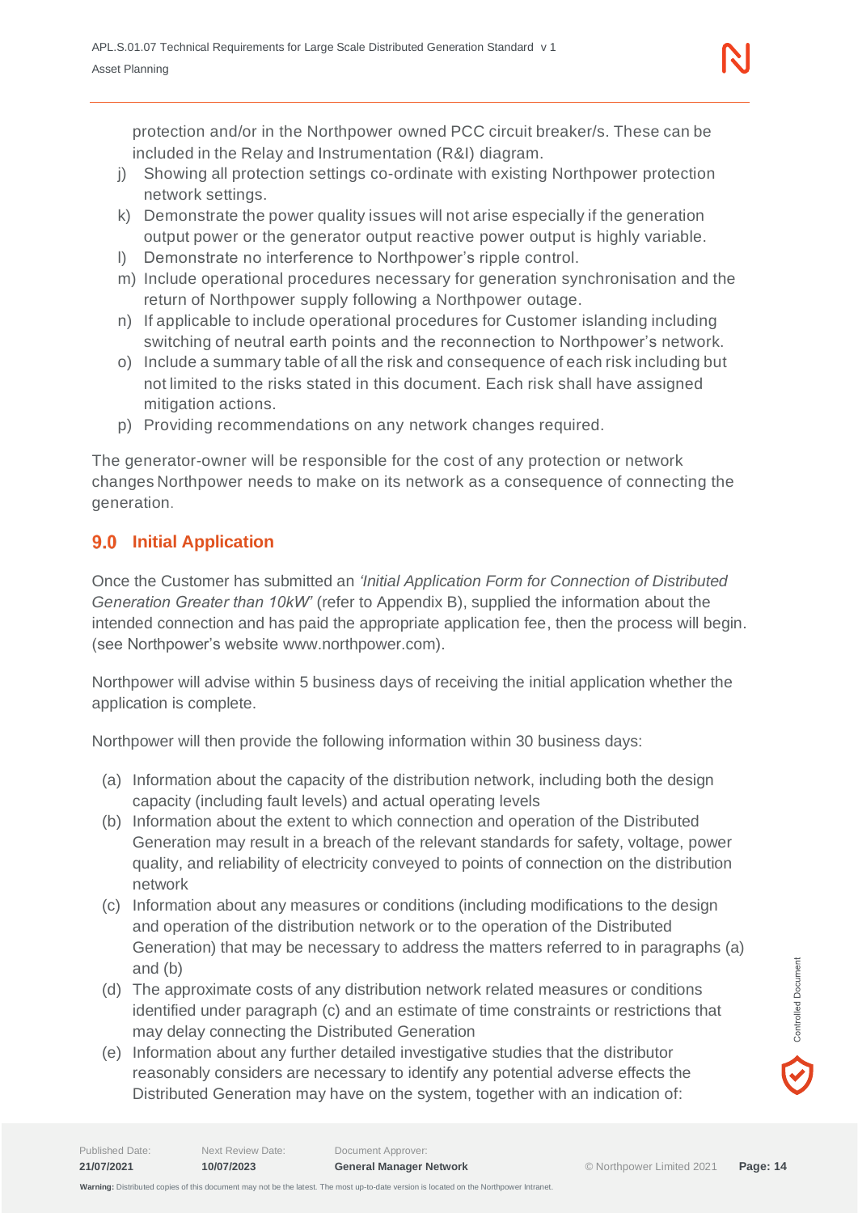protection and/or in the Northpower owned PCC circuit breaker/s. These can be included in the Relay and Instrumentation (R&I) diagram.

j) Showing all protection settings co-ordinate with existing Northpower protection network settings.
k) Demonstrate the power quality issues will not arise especially if the generation output power or the generator output reactive power output is highly variable.
l) Demonstrate no interference to Northpower's ripple control.
m) Include operational procedures necessary for generation synchronisation and the return of Northpower supply following a Northpower outage.
n) If applicable to include operational procedures for Customer islanding including switching of neutral earth points and the reconnection to Northpower's network.
o) Include a summary table of all the risk and consequence of each risk including but not limited to the risks stated in this document. Each risk shall have assigned mitigation actions.
p) Providing recommendations on any network changes required.

The generator-owner will be responsible for the cost of any protection or network changes Northpower needs to make on its network as a consequence of connecting the generation.

## 9.0 Initial Application

Once the Customer has submitted an *'Initial Application Form for Connection of Distributed Generation Greater than 10kW'* (refer to Appendix B), supplied the information about the intended connection and has paid the appropriate application fee, then the process will begin. (see Northpower's website www.northpower.com).

Northpower will advise within 5 business days of receiving the initial application whether the application is complete.

Northpower will then provide the following information within 30 business days:

(a) Information about the capacity of the distribution network, including both the design capacity (including fault levels) and actual operating levels
(b) Information about the extent to which connection and operation of the Distributed Generation may result in a breach of the relevant standards for safety, voltage, power quality, and reliability of electricity conveyed to points of connection on the distribution network
(c) Information about any measures or conditions (including modifications to the design and operation of the distribution network or to the operation of the Distributed Generation) that may be necessary to address the matters referred to in paragraphs (a) and (b)
(d) The approximate costs of any distribution network related measures or conditions identified under paragraph (c) and an estimate of time constraints or restrictions that may delay connecting the Distributed Generation
(e) Information about any further detailed investigative studies that the distributor reasonably considers are necessary to identify any potential adverse effects the Distributed Generation may have on the system, together with an indication of: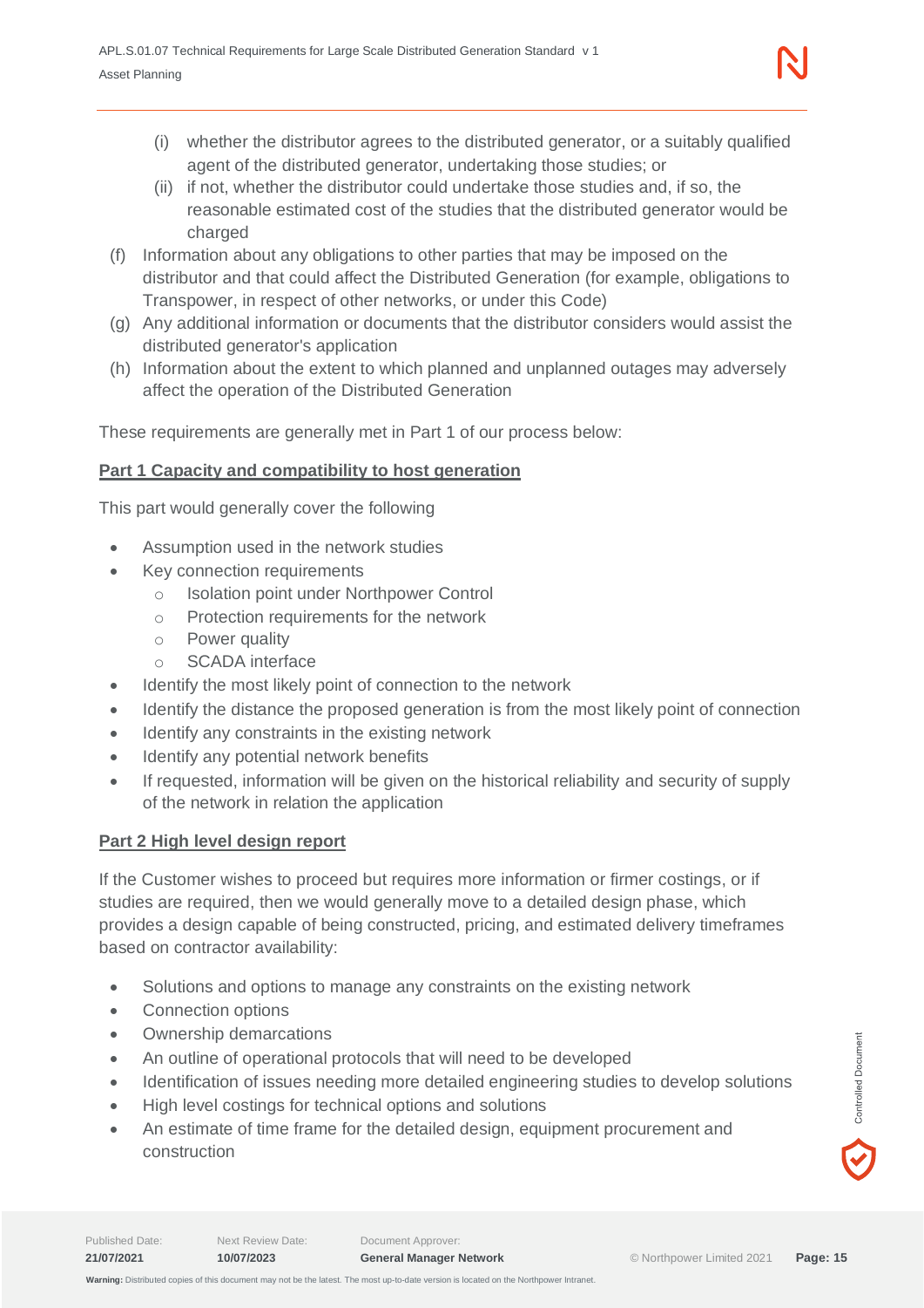- (i) whether the distributor agrees to the distributed generator, or a suitably qualified agent of the distributed generator, undertaking those studies; or
   - (ii) if not, whether the distributor could undertake those studies and, if so, the reasonable estimated cost of the studies that the distributed generator would be charged
- (f) Information about any obligations to other parties that may be imposed on the distributor and that could affect the Distributed Generation (for example, obligations to Transpower, in respect of other networks, or under this Code)
- (g) Any additional information or documents that the distributor considers would assist the distributed generator's application
- (h) Information about the extent to which planned and unplanned outages may adversely affect the operation of the Distributed Generation

These requirements are generally met in Part 1 of our process below:

**Part 1 Capacity and compatibility to host generation**

This part would generally cover the following

- Assumption used in the network studies
- Key connection requirements
  - Isolation point under Northpower Control
  - Protection requirements for the network
  - Power quality
  - SCADA interface
- Identify the most likely point of connection to the network
- Identify the distance the proposed generation is from the most likely point of connection
- Identify any constraints in the existing network
- Identify any potential network benefits
- If requested, information will be given on the historical reliability and security of supply of the network in relation the application

**Part 2 High level design report**

If the Customer wishes to proceed but requires more information or firmer costings, or if studies are required, then we would generally move to a detailed design phase, which provides a design capable of being constructed, pricing, and estimated delivery timeframes based on contractor availability:

- Solutions and options to manage any constraints on the existing network
- Connection options
- Ownership demarcations
- An outline of operational protocols that will need to be developed
- Identification of issues needing more detailed engineering studies to develop solutions
- High level costings for technical options and solutions
- An estimate of time frame for the detailed design, equipment procurement and construction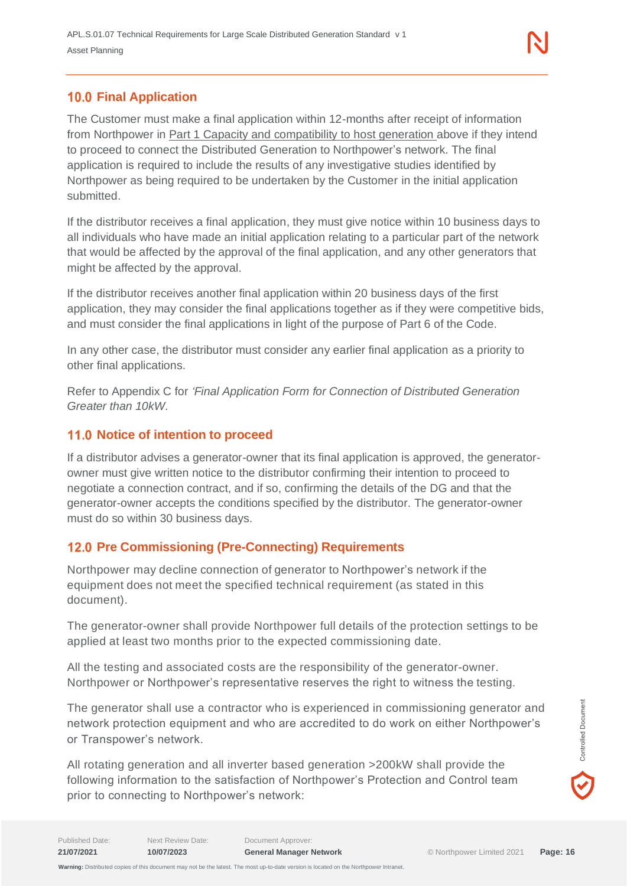## 10.0 Final Application

The Customer must make a final application within 12-months after receipt of information from Northpower in Part 1 Capacity and compatibility to host generation above if they intend to proceed to connect the Distributed Generation to Northpower's network. The final application is required to include the results of any investigative studies identified by Northpower as being required to be undertaken by the Customer in the initial application submitted.

If the distributor receives a final application, they must give notice within 10 business days to all individuals who have made an initial application relating to a particular part of the network that would be affected by the approval of the final application, and any other generators that might be affected by the approval.

If the distributor receives another final application within 20 business days of the first application, they may consider the final applications together as if they were competitive bids, and must consider the final applications in light of the purpose of Part 6 of the Code.

In any other case, the distributor must consider any earlier final application as a priority to other final applications.

Refer to Appendix C for *'Final Application Form for Connection of Distributed Generation Greater than 10kW.*

## 11.0 Notice of intention to proceed

If a distributor advises a generator-owner that its final application is approved, the generator-owner must give written notice to the distributor confirming their intention to proceed to negotiate a connection contract, and if so, confirming the details of the DG and that the generator-owner accepts the conditions specified by the distributor. The generator-owner must do so within 30 business days.

## 12.0 Pre Commissioning (Pre-Connecting) Requirements

Northpower may decline connection of generator to Northpower's network if the equipment does not meet the specified technical requirement (as stated in this document).

The generator-owner shall provide Northpower full details of the protection settings to be applied at least two months prior to the expected commissioning date.

All the testing and associated costs are the responsibility of the generator-owner. Northpower or Northpower's representative reserves the right to witness the testing.

The generator shall use a contractor who is experienced in commissioning generator and network protection equipment and who are accredited to do work on either Northpower's or Transpower's network.

All rotating generation and all inverter based generation >200kW shall provide the following information to the satisfaction of Northpower's Protection and Control team prior to connecting to Northpower's network: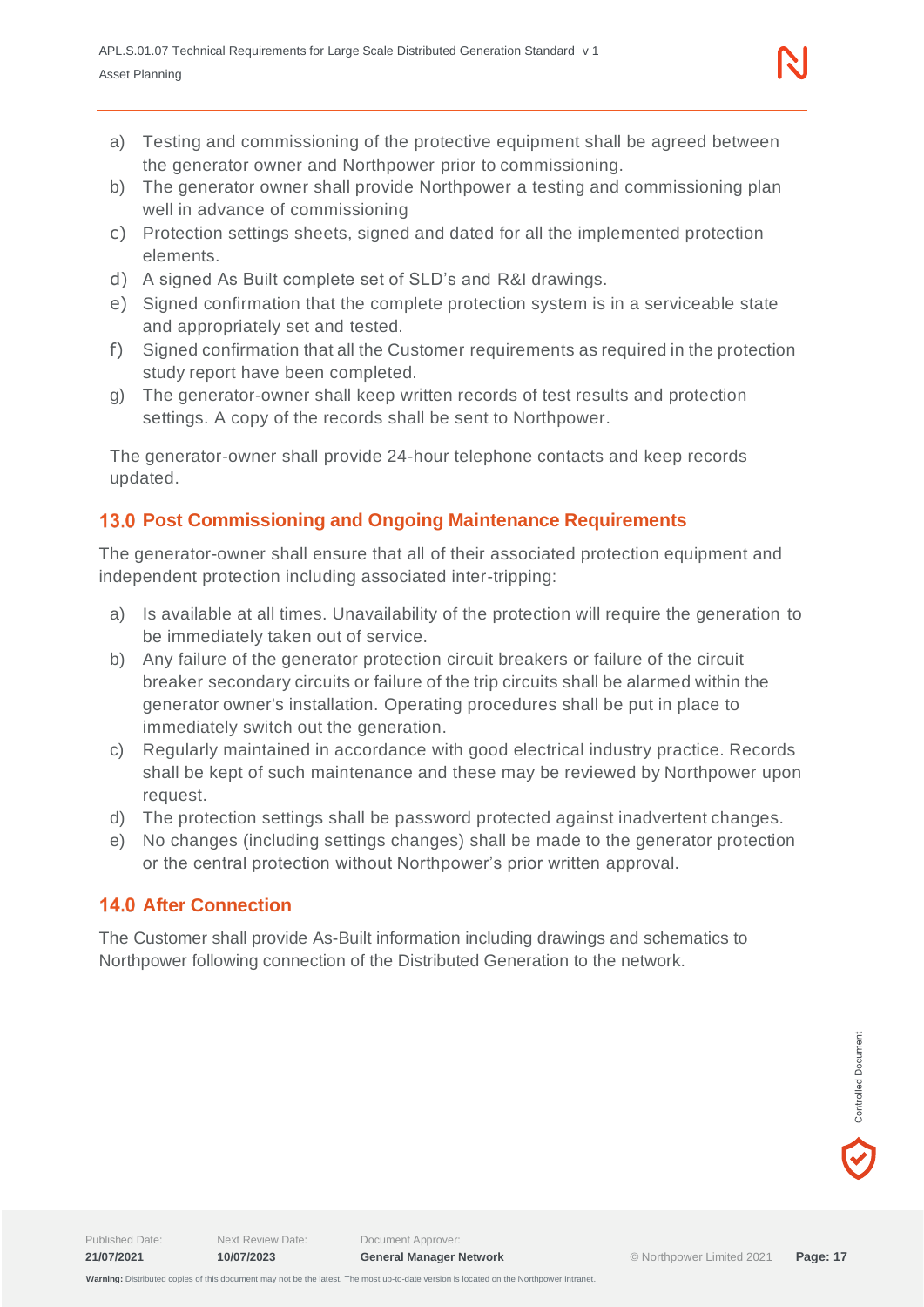a) Testing and commissioning of the protective equipment shall be agreed between the generator owner and Northpower prior to commissioning.
b) The generator owner shall provide Northpower a testing and commissioning plan well in advance of commissioning
c) Protection settings sheets, signed and dated for all the implemented protection elements.
d) A signed As Built complete set of SLD's and R&I drawings.
e) Signed confirmation that the complete protection system is in a serviceable state and appropriately set and tested.
f) Signed confirmation that all the Customer requirements as required in the protection study report have been completed.
g) The generator-owner shall keep written records of test results and protection settings. A copy of the records shall be sent to Northpower.

The generator-owner shall provide 24-hour telephone contacts and keep records updated.

## 13.0 Post Commissioning and Ongoing Maintenance Requirements

The generator-owner shall ensure that all of their associated protection equipment and independent protection including associated inter-tripping:

a) Is available at all times. Unavailability of the protection will require the generation to be immediately taken out of service.
b) Any failure of the generator protection circuit breakers or failure of the circuit breaker secondary circuits or failure of the trip circuits shall be alarmed within the generator owner's installation. Operating procedures shall be put in place to immediately switch out the generation.
c) Regularly maintained in accordance with good electrical industry practice. Records shall be kept of such maintenance and these may be reviewed by Northpower upon request.
d) The protection settings shall be password protected against inadvertent changes.
e) No changes (including settings changes) shall be made to the generator protection or the central protection without Northpower's prior written approval.

## 14.0 After Connection

The Customer shall provide As-Built information including drawings and schematics to Northpower following connection of the Distributed Generation to the network.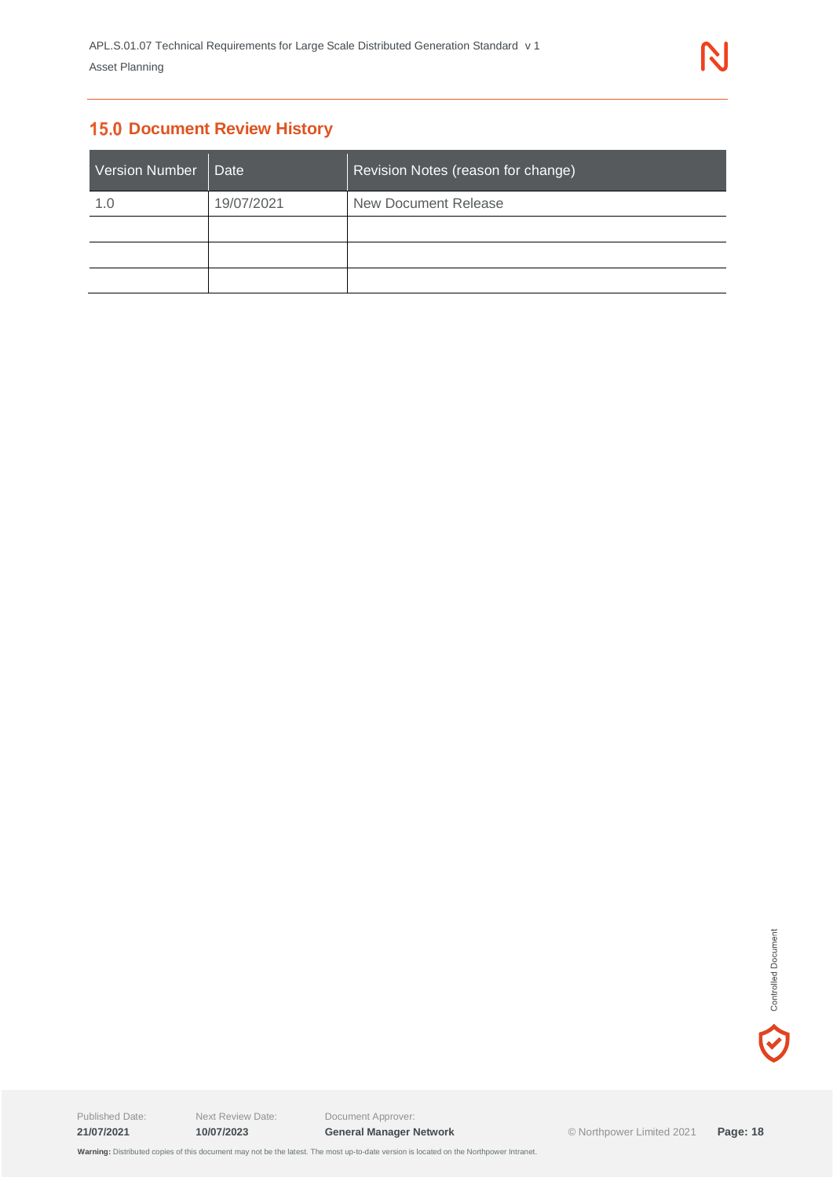## 15.0 Document Review History

| Version Number | Date | Revision Notes (reason for change) |
| --- | --- | --- |
| 1.0 | 19/07/2021 | New Document Release |
| | | |
| | | |
| | | |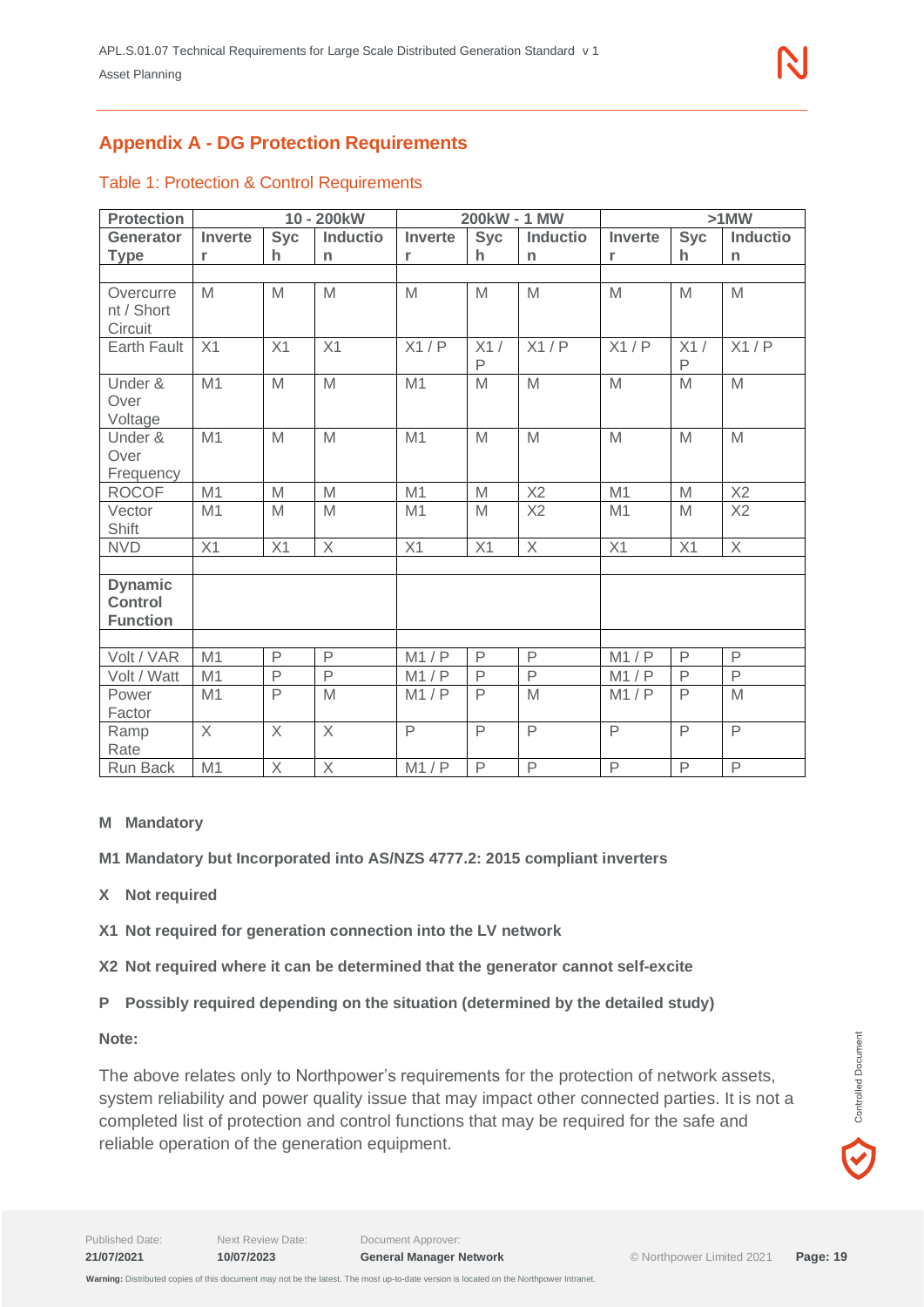## Appendix A - DG Protection Requirements

### Table 1: Protection & Control Requirements

| Protection | 10 - 200kW | | | 200kW - 1 MW | | | >1MW | | |
|---|---|---|---|---|---|---|---|---|---|
| **Generator Type** | **Inverter** | **Sych** | **Induction** | **Inverter** | **Sych** | **Induction** | **Inverter** | **Sych** | **Induction** |
| | | | | | | | | | |
| Overcurrent / Short Circuit | M | M | M | M | M | M | M | M | M |
| Earth Fault | X1 | X1 | X1 | X1 / P | X1 / P | X1 / P | X1 / P | X1 / P | X1 / P |
| Under & Over Voltage | M1 | M | M | M1 | M | M | M | M | M |
| Under & Over Frequency | M1 | M | M | M1 | M | M | M | M | M |
| ROCOF | M1 | M | M | M1 | M | X2 | M1 | M | X2 |
| Vector Shift | M1 | M | M | M1 | M | X2 | M1 | M | X2 |
| NVD | X1 | X1 | X | X1 | X1 | X | X1 | X1 | X |
| | | | | | | | | | |
| **Dynamic Control Function** | | | | | | | | | |
| | | | | | | | | | |
| Volt / VAR | M1 | P | P | M1 / P | P | P | M1 / P | P | P |
| Volt / Watt | M1 | P | P | M1 / P | P | P | M1 / P | P | P |
| Power Factor | M1 | P | M | M1 / P | P | M | M1 / P | P | M |
| Ramp Rate | X | X | X | P | P | P | P | P | P |
| Run Back | M1 | X | X | M1 / P | P | P | P | P | P |

**M Mandatory**

**M1 Mandatory but Incorporated into AS/NZS 4777.2: 2015 compliant inverters**

**X Not required**

**X1 Not required for generation connection into the LV network**

**X2 Not required where it can be determined that the generator cannot self-excite**

**P Possibly required depending on the situation (determined by the detailed study)**

**Note:**

The above relates only to Northpower's requirements for the protection of network assets, system reliability and power quality issue that may impact other connected parties. It is not a completed list of protection and control functions that may be required for the safe and reliable operation of the generation equipment.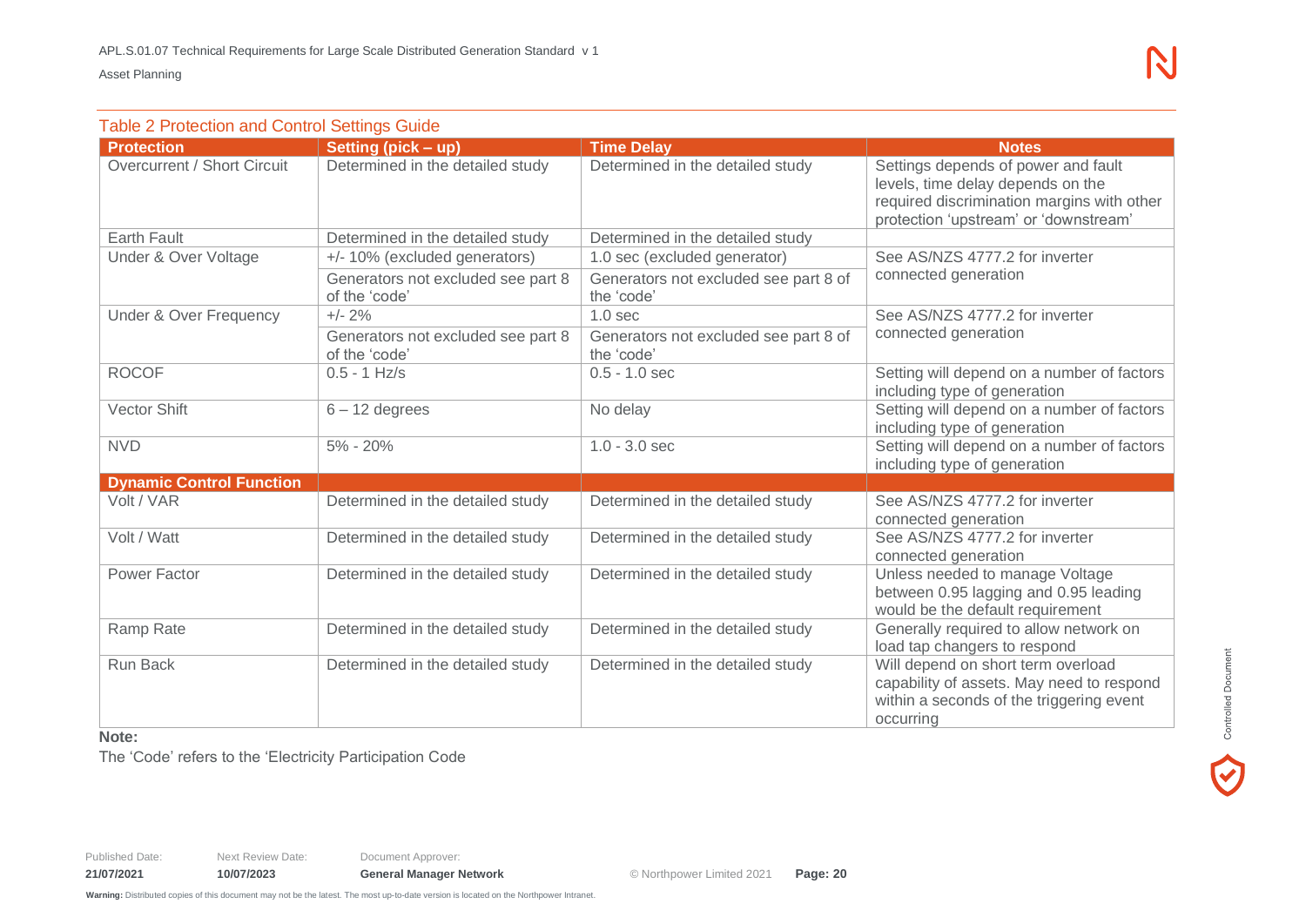## Table 2 Protection and Control Settings Guide

| Protection | Setting (pick – up) | Time Delay | Notes |
|---|---|---|---|
| Overcurrent / Short Circuit | Determined in the detailed study | Determined in the detailed study | Settings depends of power and fault levels, time delay depends on the required discrimination margins with other protection 'upstream' or 'downstream' |
| Earth Fault | Determined in the detailed study | Determined in the detailed study | |
| Under & Over Voltage | +/- 10% (excluded generators) | 1.0 sec (excluded generator) | See AS/NZS 4777.2 for inverter connected generation |
| | Generators not excluded see part 8 of the 'code' | Generators not excluded see part 8 of the 'code' | |
| Under & Over Frequency | +/- 2% | 1.0 sec | See AS/NZS 4777.2 for inverter connected generation |
| | Generators not excluded see part 8 of the 'code' | Generators not excluded see part 8 of the 'code' | |
| ROCOF | 0.5 - 1 Hz/s | 0.5 - 1.0 sec | Setting will depend on a number of factors including type of generation |
| Vector Shift | 6 – 12 degrees | No delay | Setting will depend on a number of factors including type of generation |
| NVD | 5% - 20% | 1.0 - 3.0 sec | Setting will depend on a number of factors including type of generation |
| **Dynamic Control Function** | | | |
| Volt / VAR | Determined in the detailed study | Determined in the detailed study | See AS/NZS 4777.2 for inverter connected generation |
| Volt / Watt | Determined in the detailed study | Determined in the detailed study | See AS/NZS 4777.2 for inverter connected generation |
| Power Factor | Determined in the detailed study | Determined in the detailed study | Unless needed to manage Voltage between 0.95 lagging and 0.95 leading would be the default requirement |
| Ramp Rate | Determined in the detailed study | Determined in the detailed study | Generally required to allow network on load tap changers to respond |
| Run Back | Determined in the detailed study | Determined in the detailed study | Will depend on short term overload capability of assets. May need to respond within a seconds of the triggering event occurring |

**Note:**

The 'Code' refers to the 'Electricity Participation Code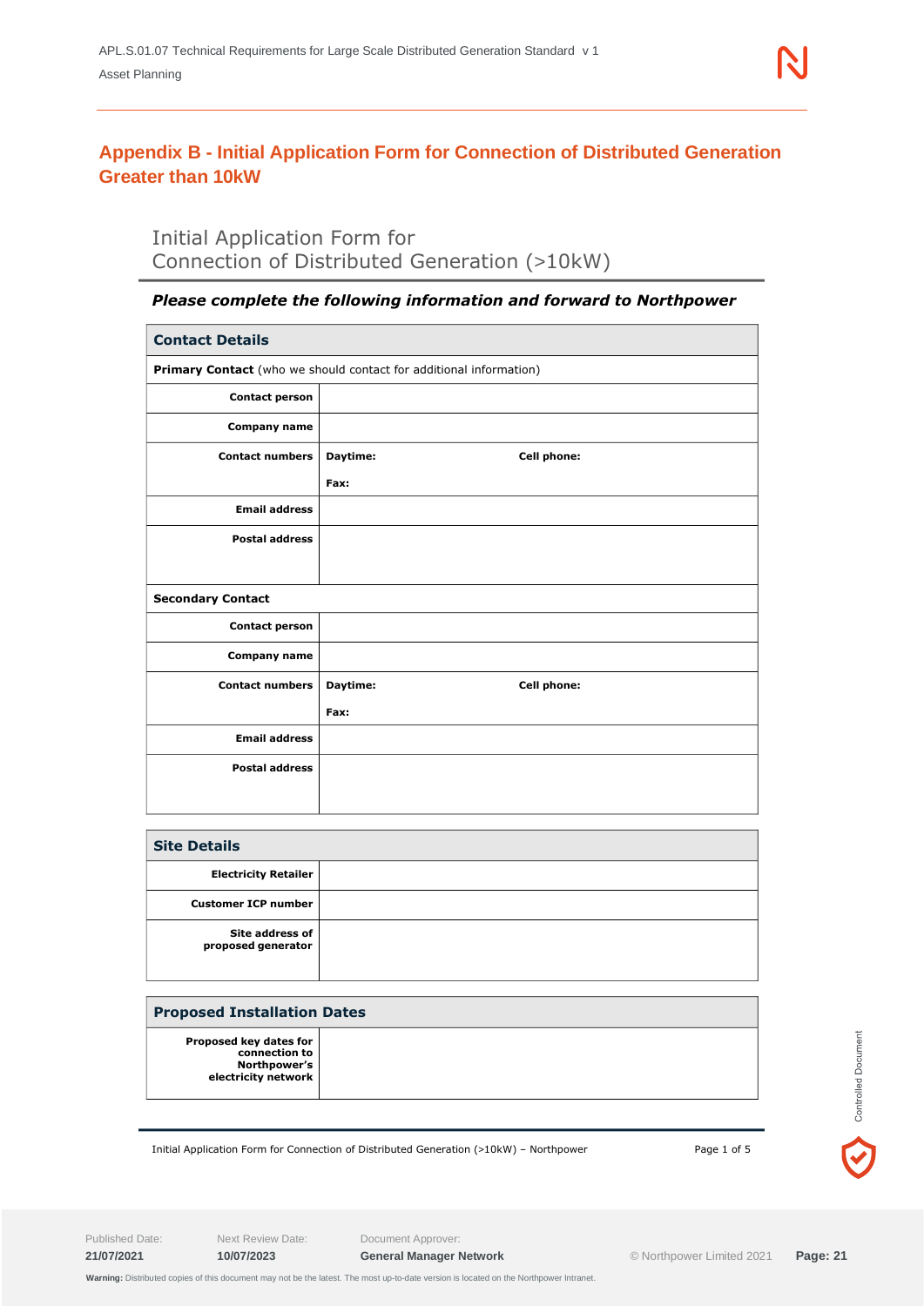## Appendix B - Initial Application Form for Connection of Distributed Generation Greater than 10kW

### Initial Application Form for Connection of Distributed Generation (>10kW)

***Please complete the following information and forward to Northpower***

| **Contact Details** | | |
|---|---|---|
| **Primary Contact** (who we should contact for additional information) | | |
| **Contact person** | | |
| **Company name** | | |
| **Contact numbers** | **Daytime:**<br>**Fax:** | **Cell phone:** |
| **Email address** | | |
| **Postal address** | | |
| **Secondary Contact** | | |
| **Contact person** | | |
| **Company name** | | |
| **Contact numbers** | **Daytime:**<br>**Fax:** | **Cell phone:** |
| **Email address** | | |
| **Postal address** | | |

| **Site Details** | |
|---|---|
| **Electricity Retailer** | |
| **Customer ICP number** | |
| **Site address of proposed generator** | |

| **Proposed Installation Dates** | |
|---|---|
| **Proposed key dates for connection to Northpower's electricity network** | |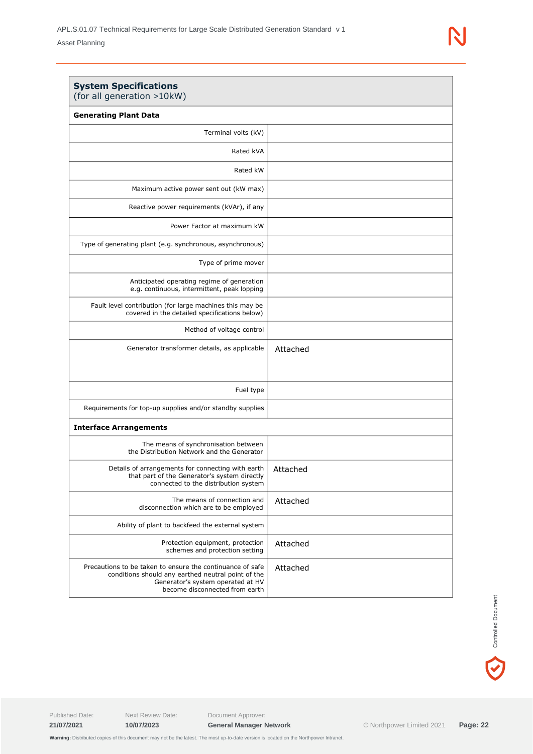| **System Specifications**<br>(for all generation >10kW) | |
|---|---|
| **Generating Plant Data** | |
| Terminal volts (kV) | |
| Rated kVA | |
| Rated kW | |
| Maximum active power sent out (kW max) | |
| Reactive power requirements (kVAr), if any | |
| Power Factor at maximum kW | |
| Type of generating plant (e.g. synchronous, asynchronous) | |
| Type of prime mover | |
| Anticipated operating regime of generation e.g. continuous, intermittent, peak lopping | |
| Fault level contribution (for large machines this may be covered in the detailed specifications below) | |
| Method of voltage control | |
| Generator transformer details, as applicable | Attached |
| Fuel type | |
| Requirements for top-up supplies and/or standby supplies | |
| **Interface Arrangements** | |
| The means of synchronisation between the Distribution Network and the Generator | |
| Details of arrangements for connecting with earth that part of the Generator's system directly connected to the distribution system | Attached |
| The means of connection and disconnection which are to be employed | Attached |
| Ability of plant to backfeed the external system | |
| Protection equipment, protection schemes and protection setting | Attached |
| Precautions to be taken to ensure the continuance of safe conditions should any earthed neutral point of the Generator's system operated at HV become disconnected from earth | Attached |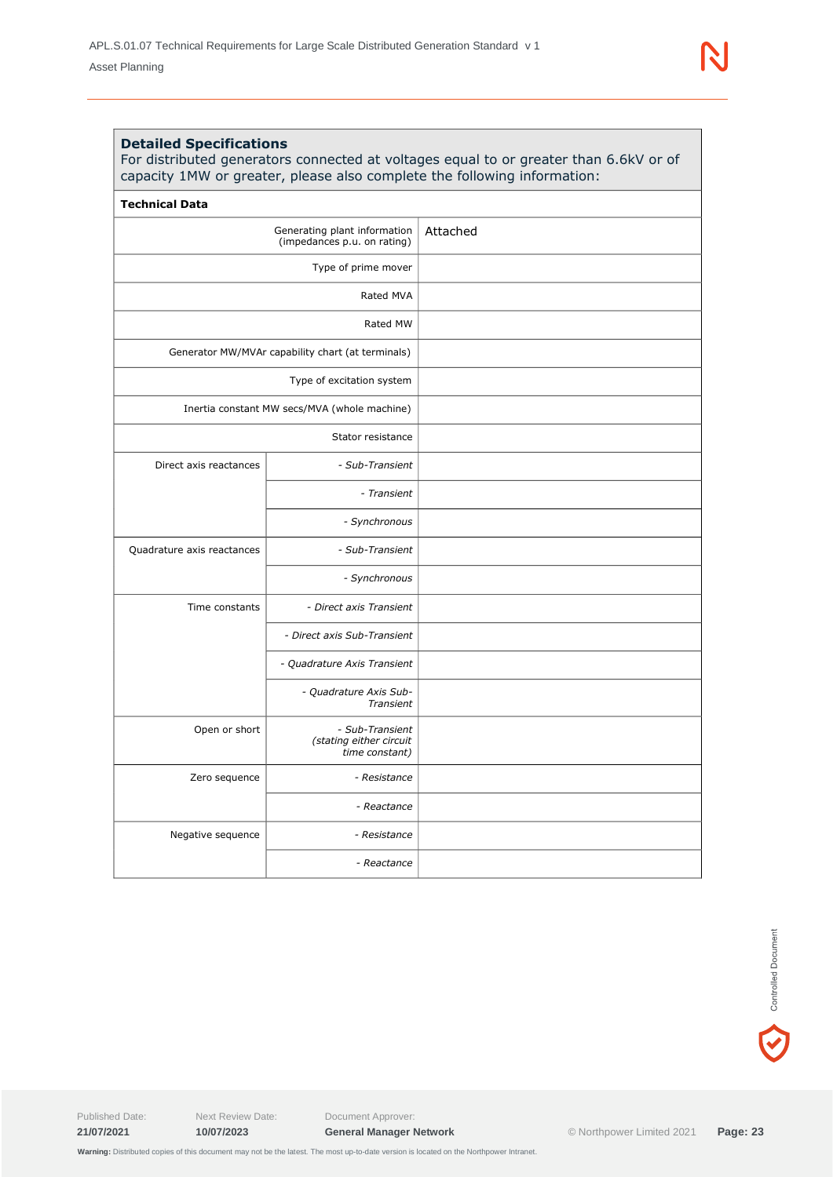### Detailed Specifications

For distributed generators connected at voltages equal to or greater than 6.6kV or of capacity 1MW or greater, please also complete the following information:

| **Technical Data** | | |
|---|---|---|
| Generating plant information (impedances p.u. on rating) | | Attached |
| Type of prime mover | | |
| Rated MVA | | |
| Rated MW | | |
| Generator MW/MVAr capability chart (at terminals) | | |
| Type of excitation system | | |
| Inertia constant MW secs/MVA (whole machine) | | |
| Stator resistance | | |
| Direct axis reactances | *- Sub-Transient* | |
| | *- Transient* | |
| | *- Synchronous* | |
| Quadrature axis reactances | *- Sub-Transient* | |
| | *- Synchronous* | |
| Time constants | *- Direct axis Transient* | |
| | *- Direct axis Sub-Transient* | |
| | *- Quadrature Axis Transient* | |
| | *- Quadrature Axis Sub-Transient* | |
| Open or short | *- Sub-Transient (stating either circuit time constant)* | |
| Zero sequence | *- Resistance* | |
| | *- Reactance* | |
| Negative sequence | *- Resistance* | |
| | *- Reactance* | |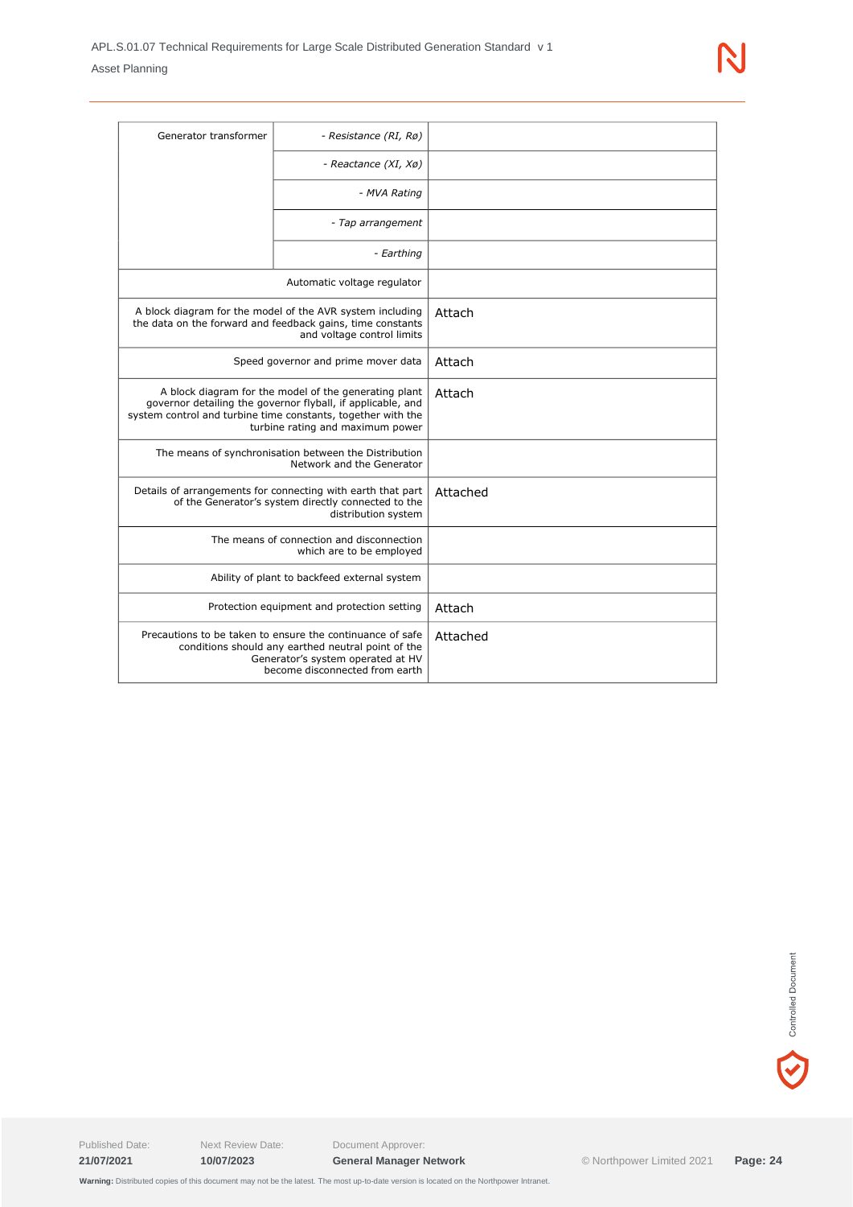| | | |
|---|---|---|
| Generator transformer | *- Resistance (RI, Rø)* | |
| | *- Reactance (XI, Xø)* | |
| | *- MVA Rating* | |
| | *- Tap arrangement* | |
| | *- Earthing* | |
| Automatic voltage regulator | | |
| A block diagram for the model of the AVR system including the data on the forward and feedback gains, time constants and voltage control limits | | Attach |
| Speed governor and prime mover data | | Attach |
| A block diagram for the model of the generating plant governor detailing the governor flyball, if applicable, and system control and turbine time constants, together with the turbine rating and maximum power | | Attach |
| The means of synchronisation between the Distribution Network and the Generator | | |
| Details of arrangements for connecting with earth that part of the Generator's system directly connected to the distribution system | | Attached |
| The means of connection and disconnection which are to be employed | | |
| Ability of plant to backfeed external system | | |
| Protection equipment and protection setting | | Attach |
| Precautions to be taken to ensure the continuance of safe conditions should any earthed neutral point of the Generator's system operated at HV become disconnected from earth | | Attached |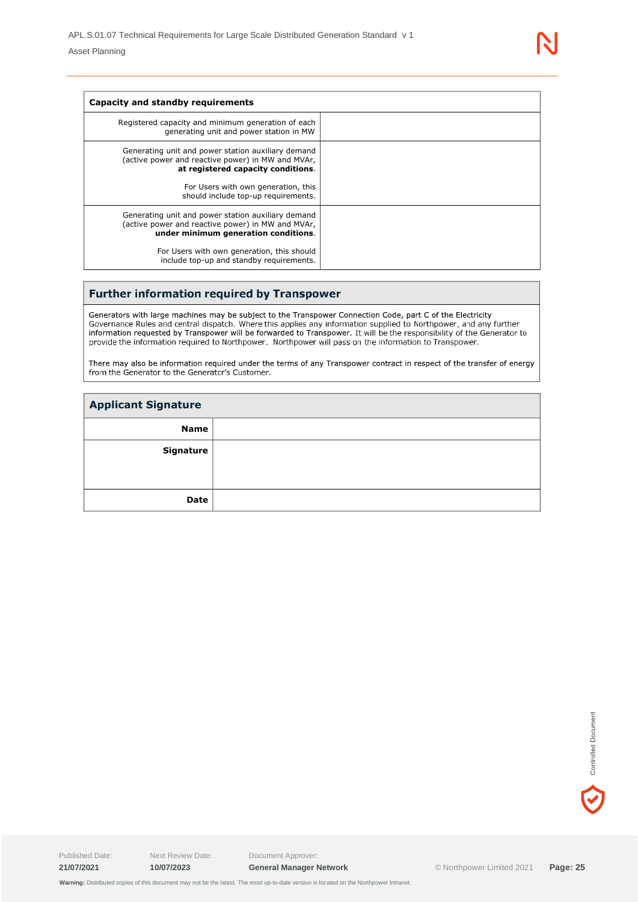| Capacity and standby requirements | |
|---|---|
| Registered capacity and minimum generation of each generating unit and power station in MW | |
| Generating unit and power station auxiliary demand (active power and reactive power) in MW and MVAr, **at registered capacity conditions**.<br><br>For Users with own generation, this should include top-up requirements. | |
| Generating unit and power station auxiliary demand (active power and reactive power) in MW and MVAr, **under minimum generation conditions**.<br><br>For Users with own generation, this should include top-up and standby requirements. | |

## Further information required by Transpower

Generators with large machines may be subject to the Transpower Connection Code, part C of the Electricity Governance Rules and central dispatch. Where this applies any information supplied to Northpower, and any further information requested by Transpower will be forwarded to Transpower. It will be the responsibility of the Generator to provide the information required to Northpower. Northpower will pass on the information to Transpower.

There may also be information required under the terms of any Transpower contract in respect of the transfer of energy from the Generator to the Generator's Customer.

## Applicant Signature

| | |
|---|---|
| **Name** | |
| **Signature** | |
| **Date** | |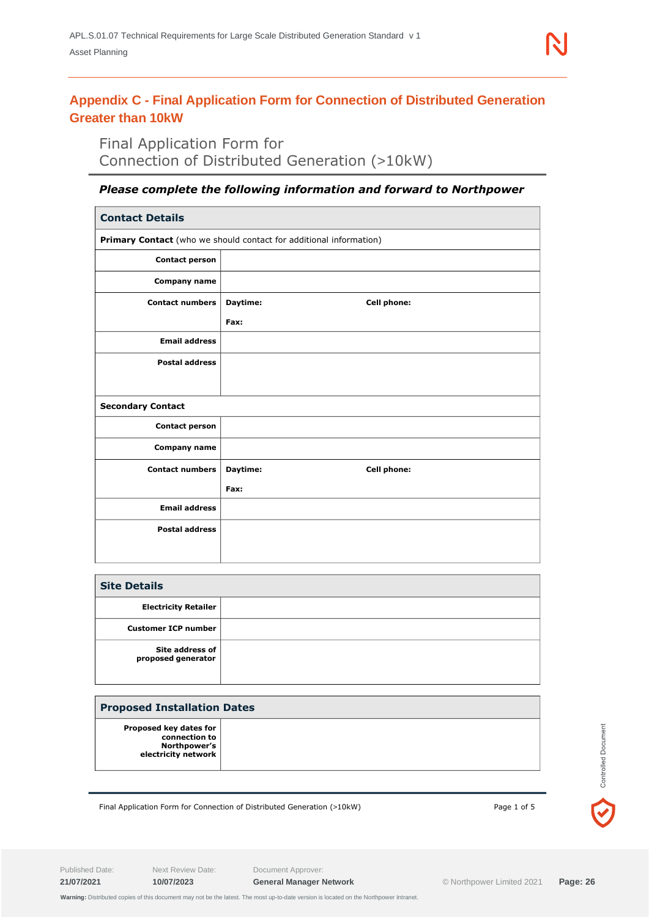## Appendix C - Final Application Form for Connection of Distributed Generation Greater than 10kW

# Final Application Form for Connection of Distributed Generation (>10kW)

***Please complete the following information and forward to Northpower***

| **Contact Details** | | |
|---|---|---|
| **Primary Contact** (who we should contact for additional information) | | |
| **Contact person** | | |
| **Company name** | | |
| **Contact numbers** | **Daytime:**<br>**Fax:** | **Cell phone:** |
| **Email address** | | |
| **Postal address** | | |
| **Secondary Contact** | | |
| **Contact person** | | |
| **Company name** | | |
| **Contact numbers** | **Daytime:**<br>**Fax:** | **Cell phone:** |
| **Email address** | | |
| **Postal address** | | |

| **Site Details** | |
|---|---|
| **Electricity Retailer** | |
| **Customer ICP number** | |
| **Site address of proposed generator** | |

| **Proposed Installation Dates** | |
|---|---|
| **Proposed key dates for connection to Northpower's electricity network** | |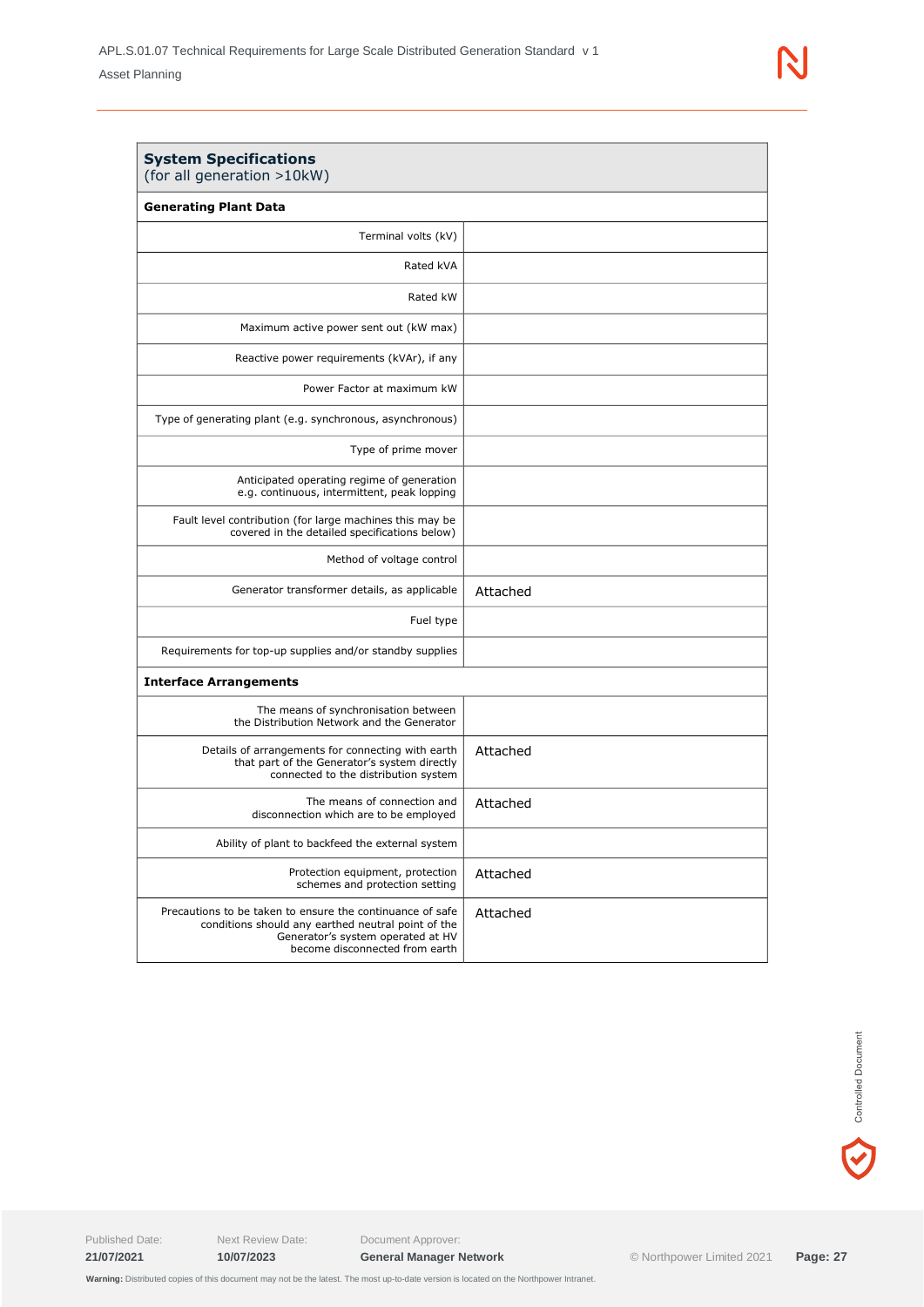| **System Specifications** (for all generation >10kW) | |
|---|---|
| **Generating Plant Data** | |
| Terminal volts (kV) | |
| Rated kVA | |
| Rated kW | |
| Maximum active power sent out (kW max) | |
| Reactive power requirements (kVAr), if any | |
| Power Factor at maximum kW | |
| Type of generating plant (e.g. synchronous, asynchronous) | |
| Type of prime mover | |
| Anticipated operating regime of generation e.g. continuous, intermittent, peak lopping | |
| Fault level contribution (for large machines this may be covered in the detailed specifications below) | |
| Method of voltage control | |
| Generator transformer details, as applicable | Attached |
| Fuel type | |
| Requirements for top-up supplies and/or standby supplies | |
| **Interface Arrangements** | |
| The means of synchronisation between the Distribution Network and the Generator | |
| Details of arrangements for connecting with earth that part of the Generator's system directly connected to the distribution system | Attached |
| The means of connection and disconnection which are to be employed | Attached |
| Ability of plant to backfeed the external system | |
| Protection equipment, protection schemes and protection setting | Attached |
| Precautions to be taken to ensure the continuance of safe conditions should any earthed neutral point of the Generator's system operated at HV become disconnected from earth | Attached |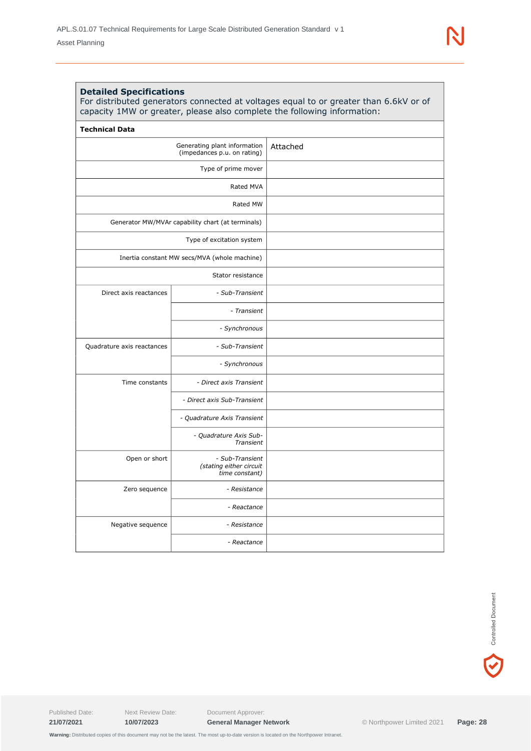**Detailed Specifications**

For distributed generators connected at voltages equal to or greater than 6.6kV or of capacity 1MW or greater, please also complete the following information:

| **Technical Data** | | |
|---|---|---|
| Generating plant information (impedances p.u. on rating) | | Attached |
| Type of prime mover | | |
| Rated MVA | | |
| Rated MW | | |
| Generator MW/MVAr capability chart (at terminals) | | |
| Type of excitation system | | |
| Inertia constant MW secs/MVA (whole machine) | | |
| Stator resistance | | |
| Direct axis reactances | *- Sub-Transient* | |
| | *- Transient* | |
| | *- Synchronous* | |
| Quadrature axis reactances | *- Sub-Transient* | |
| | *- Synchronous* | |
| Time constants | *- Direct axis Transient* | |
| | *- Direct axis Sub-Transient* | |
| | *- Quadrature Axis Transient* | |
| | *- Quadrature Axis Sub-Transient* | |
| Open or short | *- Sub-Transient (stating either circuit time constant)* | |
| Zero sequence | *- Resistance* | |
| | *- Reactance* | |
| Negative sequence | *- Resistance* | |
| | *- Reactance* | |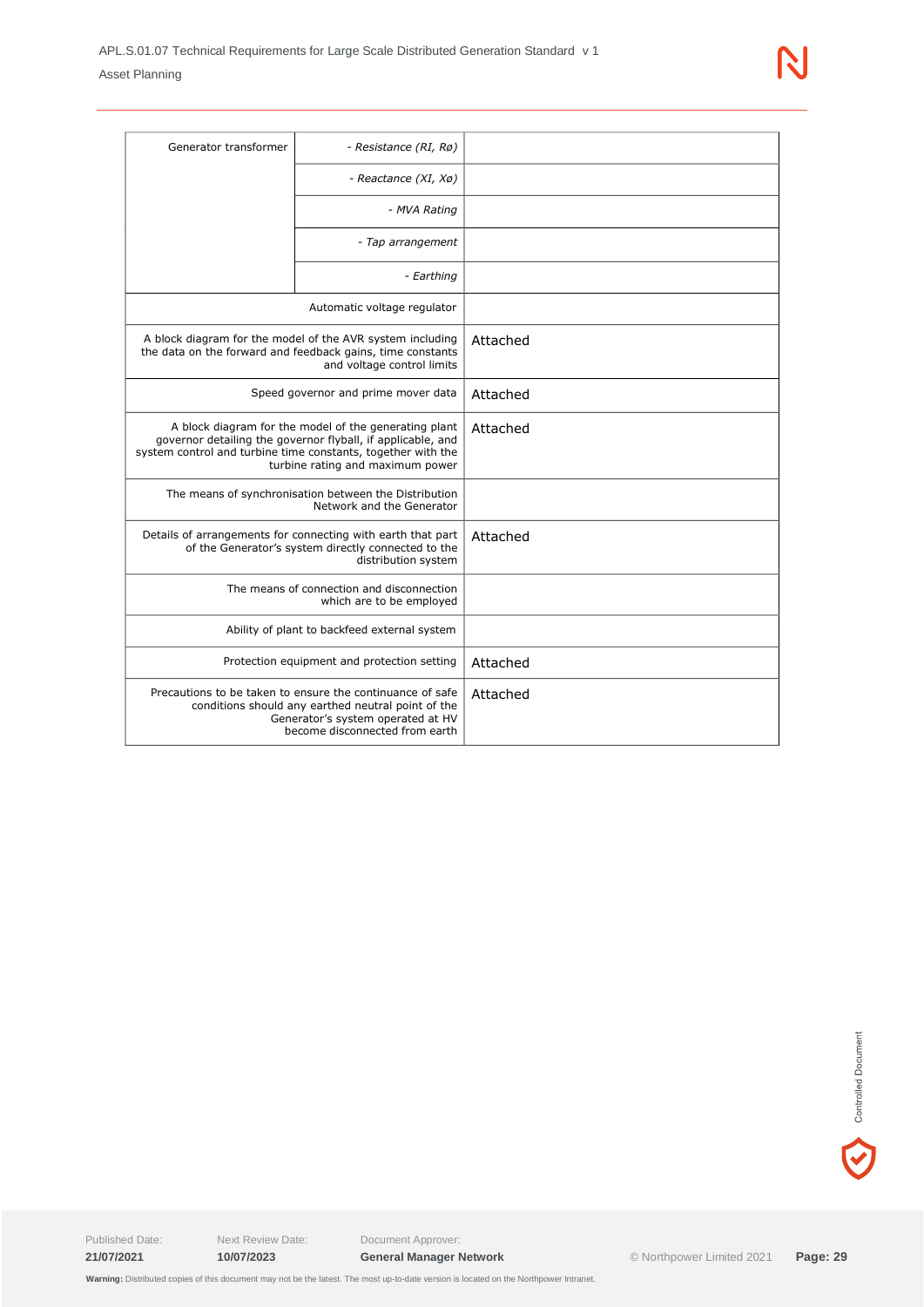| | | |
|---|---|---|
| Generator transformer | *- Resistance (RI, Rø)* | |
| | *- Reactance (XI, Xø)* | |
| | *- MVA Rating* | |
| | *- Tap arrangement* | |
| | *- Earthing* | |
| Automatic voltage regulator | | |
| A block diagram for the model of the AVR system including the data on the forward and feedback gains, time constants and voltage control limits | | Attached |
| Speed governor and prime mover data | | Attached |
| A block diagram for the model of the generating plant governor detailing the governor flyball, if applicable, and system control and turbine time constants, together with the turbine rating and maximum power | | Attached |
| The means of synchronisation between the Distribution Network and the Generator | | |
| Details of arrangements for connecting with earth that part of the Generator's system directly connected to the distribution system | | Attached |
| The means of connection and disconnection which are to be employed | | |
| Ability of plant to backfeed external system | | |
| Protection equipment and protection setting | | Attached |
| Precautions to be taken to ensure the continuance of safe conditions should any earthed neutral point of the Generator's system operated at HV become disconnected from earth | | Attached |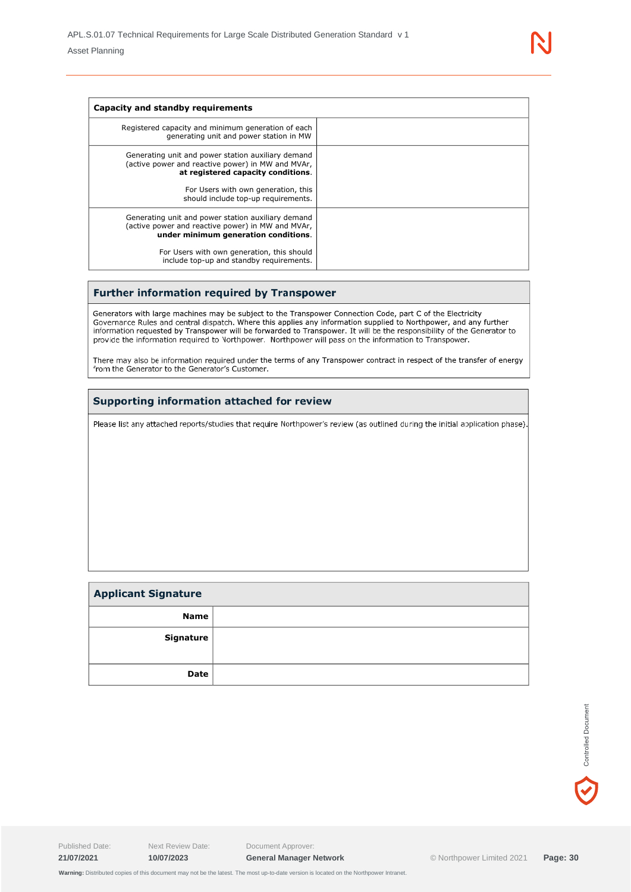| Capacity and standby requirements | |
|---|---|
| Registered capacity and minimum generation of each generating unit and power station in MW | |
| Generating unit and power station auxiliary demand (active power and reactive power) in MW and MVAr, **at registered capacity conditions**.<br><br>For Users with own generation, this should include top-up requirements. | |
| Generating unit and power station auxiliary demand (active power and reactive power) in MW and MVAr, **under minimum generation conditions**.<br><br>For Users with own generation, this should include top-up and standby requirements. | |

## Further information required by Transpower

Generators with large machines may be subject to the Transpower Connection Code, part C of the Electricity Governarce Rules and central dispatch. Where this applies any information supplied to Northpower, and any further information requested by Transpower will be forwarded to Transpower. It will be the responsibility of the Generator to provide the information required to Northpower. Northpower will pass on the information to Transpower.

There may also be information required under the terms of any Transpower contract in respect of the transfer of energy from the Generator to the Generator's Customer.

## Supporting information attached for review

Please list any attached reports/studies that require Northpower's review (as outlined during the initial application phase).

## Applicant Signature

| | |
|---|---|
| **Name** | |
| **Signature** | |
| **Date** | |